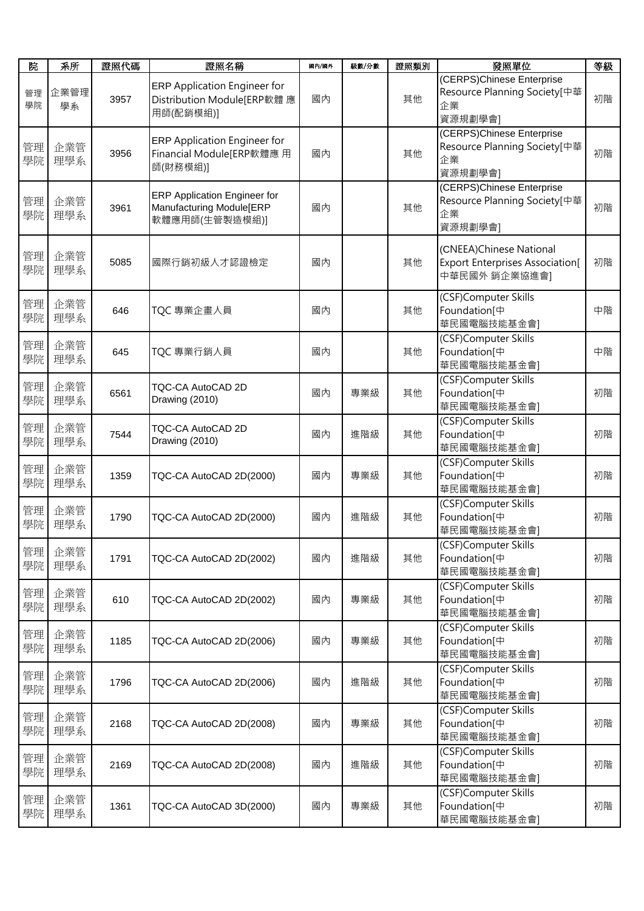| 院 | 系所 | 證照代碼 | 證照名稱 | 國內/國外 | 級數/分數 | 證照類別 | 發照單位 | 等級 |
|---|---|---|---|---|---|---|---|---|
| 管理學院 | 企業管理學系 | 3957 | ERP Application Engineer for Distribution Module[ERP軟體 應用師(配銷模組)] | 國內 | | 其他 | (CERPS)Chinese Enterprise Resource Planning Society[中華企業資源規劃學會] | 初階 |
| 管理學院 | 企業管理學系 | 3956 | ERP Application Engineer for Financial Module[ERP軟體應 用師(財務模組)] | 國內 | | 其他 | (CERPS)Chinese Enterprise Resource Planning Society[中華企業資源規劃學會] | 初階 |
| 管理學院 | 企業管理學系 | 3961 | ERP Application Engineer for Manufacturing Module[ERP 軟體應用師(生管製造模組)] | 國內 | | 其他 | (CERPS)Chinese Enterprise Resource Planning Society[中華企業資源規劃學會] | 初階 |
| 管理學院 | 企業管理學系 | 5085 | 國際行銷初級人才認證檢定 | 國內 | | 其他 | (CNEEA)Chinese National Export Enterprises Association[中華民國外 銷企業協進會] | 初階 |
| 管理學院 | 企業管理學系 | 646 | TQC 專業企畫人員 | 國內 | | 其他 | (CSF)Computer Skills Foundation[中華民國電腦技能基金會] | 中階 |
| 管理學院 | 企業管理學系 | 645 | TQC 專業行銷人員 | 國內 | | 其他 | (CSF)Computer Skills Foundation[中華民國電腦技能基金會] | 中階 |
| 管理學院 | 企業管理學系 | 6561 | TQC-CA AutoCAD 2D Drawing (2010) | 國內 | 專業級 | 其他 | (CSF)Computer Skills Foundation[中華民國電腦技能基金會] | 初階 |
| 管理學院 | 企業管理學系 | 7544 | TQC-CA AutoCAD 2D Drawing (2010) | 國內 | 進階級 | 其他 | (CSF)Computer Skills Foundation[中華民國電腦技能基金會] | 初階 |
| 管理學院 | 企業管理學系 | 1359 | TQC-CA AutoCAD 2D(2000) | 國內 | 專業級 | 其他 | (CSF)Computer Skills Foundation[中華民國電腦技能基金會] | 初階 |
| 管理學院 | 企業管理學系 | 1790 | TQC-CA AutoCAD 2D(2000) | 國內 | 進階級 | 其他 | (CSF)Computer Skills Foundation[中華民國電腦技能基金會] | 初階 |
| 管理學院 | 企業管理學系 | 1791 | TQC-CA AutoCAD 2D(2002) | 國內 | 進階級 | 其他 | (CSF)Computer Skills Foundation[中華民國電腦技能基金會] | 初階 |
| 管理學院 | 企業管理學系 | 610 | TQC-CA AutoCAD 2D(2002) | 國內 | 專業級 | 其他 | (CSF)Computer Skills Foundation[中華民國電腦技能基金會] | 初階 |
| 管理學院 | 企業管理學系 | 1185 | TQC-CA AutoCAD 2D(2006) | 國內 | 專業級 | 其他 | (CSF)Computer Skills Foundation[中華民國電腦技能基金會] | 初階 |
| 管理學院 | 企業管理學系 | 1796 | TQC-CA AutoCAD 2D(2006) | 國內 | 進階級 | 其他 | (CSF)Computer Skills Foundation[中華民國電腦技能基金會] | 初階 |
| 管理學院 | 企業管理學系 | 2168 | TQC-CA AutoCAD 2D(2008) | 國內 | 專業級 | 其他 | (CSF)Computer Skills Foundation[中華民國電腦技能基金會] | 初階 |
| 管理學院 | 企業管理學系 | 2169 | TQC-CA AutoCAD 2D(2008) | 國內 | 進階級 | 其他 | (CSF)Computer Skills Foundation[中華民國電腦技能基金會] | 初階 |
| 管理學院 | 企業管理學系 | 1361 | TQC-CA AutoCAD 3D(2000) | 國內 | 專業級 | 其他 | (CSF)Computer Skills Foundation[中華民國電腦技能基金會] | 初階 |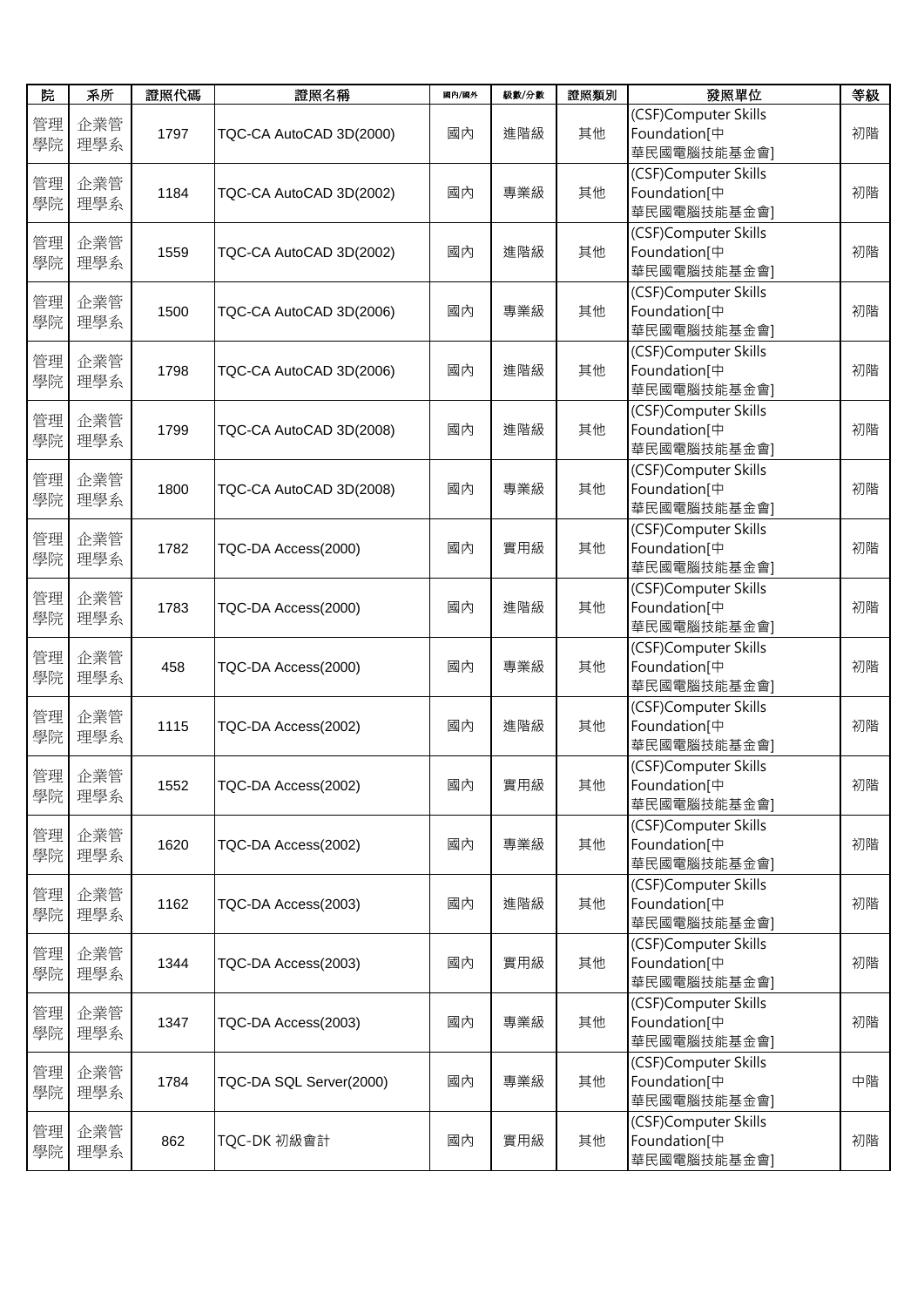| 院 | 系所 | 證照代碼 | 證照名稱 | 國內/國外 | 級數/分數 | 證照類別 | 發照單位 | 等級 |
|---|---|---|---|---|---|---|---|---|
| 管理學院 | 企業管理學系 | 1797 | TQC-CA AutoCAD 3D(2000) | 國內 | 進階級 | 其他 | (CSF)Computer Skills Foundation[中華民國電腦技能基金會] | 初階 |
| 管理學院 | 企業管理學系 | 1184 | TQC-CA AutoCAD 3D(2002) | 國內 | 專業級 | 其他 | (CSF)Computer Skills Foundation[中華民國電腦技能基金會] | 初階 |
| 管理學院 | 企業管理學系 | 1559 | TQC-CA AutoCAD 3D(2002) | 國內 | 進階級 | 其他 | (CSF)Computer Skills Foundation[中華民國電腦技能基金會] | 初階 |
| 管理學院 | 企業管理學系 | 1500 | TQC-CA AutoCAD 3D(2006) | 國內 | 專業級 | 其他 | (CSF)Computer Skills Foundation[中華民國電腦技能基金會] | 初階 |
| 管理學院 | 企業管理學系 | 1798 | TQC-CA AutoCAD 3D(2006) | 國內 | 進階級 | 其他 | (CSF)Computer Skills Foundation[中華民國電腦技能基金會] | 初階 |
| 管理學院 | 企業管理學系 | 1799 | TQC-CA AutoCAD 3D(2008) | 國內 | 進階級 | 其他 | (CSF)Computer Skills Foundation[中華民國電腦技能基金會] | 初階 |
| 管理學院 | 企業管理學系 | 1800 | TQC-CA AutoCAD 3D(2008) | 國內 | 專業級 | 其他 | (CSF)Computer Skills Foundation[中華民國電腦技能基金會] | 初階 |
| 管理學院 | 企業管理學系 | 1782 | TQC-DA Access(2000) | 國內 | 實用級 | 其他 | (CSF)Computer Skills Foundation[中華民國電腦技能基金會] | 初階 |
| 管理學院 | 企業管理學系 | 1783 | TQC-DA Access(2000) | 國內 | 進階級 | 其他 | (CSF)Computer Skills Foundation[中華民國電腦技能基金會] | 初階 |
| 管理學院 | 企業管理學系 | 458 | TQC-DA Access(2000) | 國內 | 專業級 | 其他 | (CSF)Computer Skills Foundation[中華民國電腦技能基金會] | 初階 |
| 管理學院 | 企業管理學系 | 1115 | TQC-DA Access(2002) | 國內 | 進階級 | 其他 | (CSF)Computer Skills Foundation[中華民國電腦技能基金會] | 初階 |
| 管理學院 | 企業管理學系 | 1552 | TQC-DA Access(2002) | 國內 | 實用級 | 其他 | (CSF)Computer Skills Foundation[中華民國電腦技能基金會] | 初階 |
| 管理學院 | 企業管理學系 | 1620 | TQC-DA Access(2002) | 國內 | 專業級 | 其他 | (CSF)Computer Skills Foundation[中華民國電腦技能基金會] | 初階 |
| 管理學院 | 企業管理學系 | 1162 | TQC-DA Access(2003) | 國內 | 進階級 | 其他 | (CSF)Computer Skills Foundation[中華民國電腦技能基金會] | 初階 |
| 管理學院 | 企業管理學系 | 1344 | TQC-DA Access(2003) | 國內 | 實用級 | 其他 | (CSF)Computer Skills Foundation[中華民國電腦技能基金會] | 初階 |
| 管理學院 | 企業管理學系 | 1347 | TQC-DA Access(2003) | 國內 | 專業級 | 其他 | (CSF)Computer Skills Foundation[中華民國電腦技能基金會] | 初階 |
| 管理學院 | 企業管理學系 | 1784 | TQC-DA SQL Server(2000) | 國內 | 專業級 | 其他 | (CSF)Computer Skills Foundation[中華民國電腦技能基金會] | 中階 |
| 管理學院 | 企業管理學系 | 862 | TQC-DK 初級會計 | 國內 | 實用級 | 其他 | (CSF)Computer Skills Foundation[中華民國電腦技能基金會] | 初階 |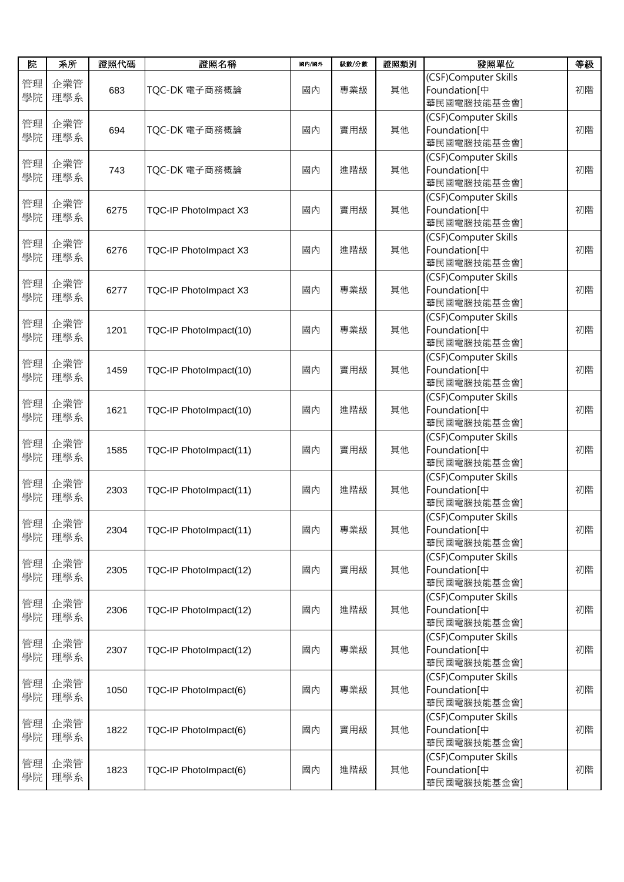| 院 | 系所 | 證照代碼 | 證照名稱 | 國內/國外 | 級數/分數 | 證照類別 | 發照單位 | 等級 |
|---|---|---|---|---|---|---|---|---|
| 管理學院 | 企業管理學系 | 683 | TQC-DK 電子商務概論 | 國內 | 專業級 | 其他 | (CSF)Computer Skills Foundation[中華民國電腦技能基金會] | 初階 |
| 管理學院 | 企業管理學系 | 694 | TQC-DK 電子商務概論 | 國內 | 實用級 | 其他 | (CSF)Computer Skills Foundation[中華民國電腦技能基金會] | 初階 |
| 管理學院 | 企業管理學系 | 743 | TQC-DK 電子商務概論 | 國內 | 進階級 | 其他 | (CSF)Computer Skills Foundation[中華民國電腦技能基金會] | 初階 |
| 管理學院 | 企業管理學系 | 6275 | TQC-IP PhotoImpact X3 | 國內 | 實用級 | 其他 | (CSF)Computer Skills Foundation[中華民國電腦技能基金會] | 初階 |
| 管理學院 | 企業管理學系 | 6276 | TQC-IP PhotoImpact X3 | 國內 | 進階級 | 其他 | (CSF)Computer Skills Foundation[中華民國電腦技能基金會] | 初階 |
| 管理學院 | 企業管理學系 | 6277 | TQC-IP PhotoImpact X3 | 國內 | 專業級 | 其他 | (CSF)Computer Skills Foundation[中華民國電腦技能基金會] | 初階 |
| 管理學院 | 企業管理學系 | 1201 | TQC-IP PhotoImpact(10) | 國內 | 專業級 | 其他 | (CSF)Computer Skills Foundation[中華民國電腦技能基金會] | 初階 |
| 管理學院 | 企業管理學系 | 1459 | TQC-IP PhotoImpact(10) | 國內 | 實用級 | 其他 | (CSF)Computer Skills Foundation[中華民國電腦技能基金會] | 初階 |
| 管理學院 | 企業管理學系 | 1621 | TQC-IP PhotoImpact(10) | 國內 | 進階級 | 其他 | (CSF)Computer Skills Foundation[中華民國電腦技能基金會] | 初階 |
| 管理學院 | 企業管理學系 | 1585 | TQC-IP PhotoImpact(11) | 國內 | 實用級 | 其他 | (CSF)Computer Skills Foundation[中華民國電腦技能基金會] | 初階 |
| 管理學院 | 企業管理學系 | 2303 | TQC-IP PhotoImpact(11) | 國內 | 進階級 | 其他 | (CSF)Computer Skills Foundation[中華民國電腦技能基金會] | 初階 |
| 管理學院 | 企業管理學系 | 2304 | TQC-IP PhotoImpact(11) | 國內 | 專業級 | 其他 | (CSF)Computer Skills Foundation[中華民國電腦技能基金會] | 初階 |
| 管理學院 | 企業管理學系 | 2305 | TQC-IP PhotoImpact(12) | 國內 | 實用級 | 其他 | (CSF)Computer Skills Foundation[中華民國電腦技能基金會] | 初階 |
| 管理學院 | 企業管理學系 | 2306 | TQC-IP PhotoImpact(12) | 國內 | 進階級 | 其他 | (CSF)Computer Skills Foundation[中華民國電腦技能基金會] | 初階 |
| 管理學院 | 企業管理學系 | 2307 | TQC-IP PhotoImpact(12) | 國內 | 專業級 | 其他 | (CSF)Computer Skills Foundation[中華民國電腦技能基金會] | 初階 |
| 管理學院 | 企業管理學系 | 1050 | TQC-IP PhotoImpact(6) | 國內 | 專業級 | 其他 | (CSF)Computer Skills Foundation[中華民國電腦技能基金會] | 初階 |
| 管理學院 | 企業管理學系 | 1822 | TQC-IP PhotoImpact(6) | 國內 | 實用級 | 其他 | (CSF)Computer Skills Foundation[中華民國電腦技能基金會] | 初階 |
| 管理學院 | 企業管理學系 | 1823 | TQC-IP PhotoImpact(6) | 國內 | 進階級 | 其他 | (CSF)Computer Skills Foundation[中華民國電腦技能基金會] | 初階 |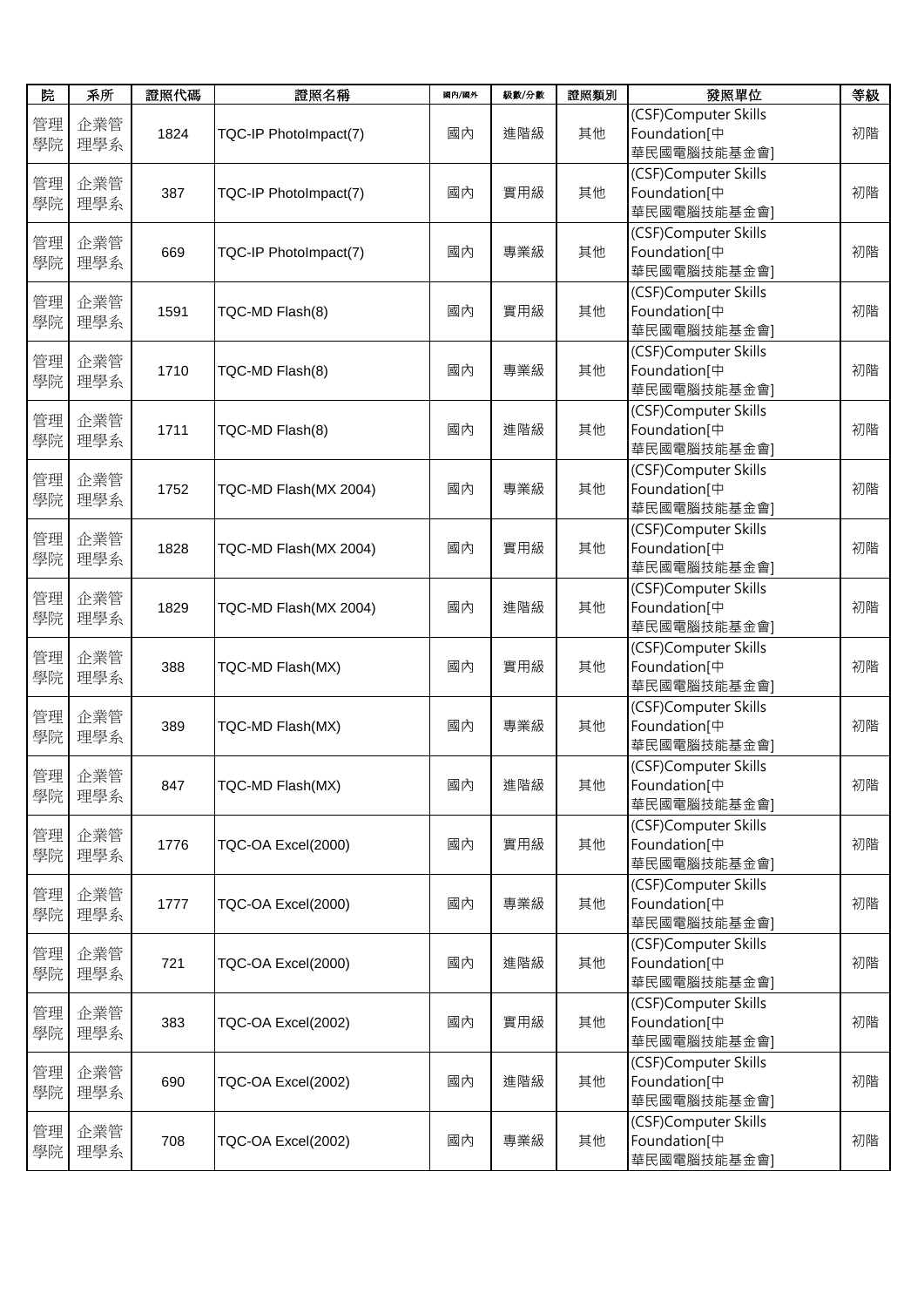| 院 | 系所 | 證照代碼 | 證照名稱 | 國內/國外 | 級數/分數 | 證照類別 | 發照單位 | 等級 |
|---|---|---|---|---|---|---|---|---|
| 管理學院 | 企業管理學系 | 1824 | TQC-IP PhotoImpact(7) | 國內 | 進階級 | 其他 | (CSF)Computer Skills Foundation[中華民國電腦技能基金會] | 初階 |
| 管理學院 | 企業管理學系 | 387 | TQC-IP PhotoImpact(7) | 國內 | 實用級 | 其他 | (CSF)Computer Skills Foundation[中華民國電腦技能基金會] | 初階 |
| 管理學院 | 企業管理學系 | 669 | TQC-IP PhotoImpact(7) | 國內 | 專業級 | 其他 | (CSF)Computer Skills Foundation[中華民國電腦技能基金會] | 初階 |
| 管理學院 | 企業管理學系 | 1591 | TQC-MD Flash(8) | 國內 | 實用級 | 其他 | (CSF)Computer Skills Foundation[中華民國電腦技能基金會] | 初階 |
| 管理學院 | 企業管理學系 | 1710 | TQC-MD Flash(8) | 國內 | 專業級 | 其他 | (CSF)Computer Skills Foundation[中華民國電腦技能基金會] | 初階 |
| 管理學院 | 企業管理學系 | 1711 | TQC-MD Flash(8) | 國內 | 進階級 | 其他 | (CSF)Computer Skills Foundation[中華民國電腦技能基金會] | 初階 |
| 管理學院 | 企業管理學系 | 1752 | TQC-MD Flash(MX 2004) | 國內 | 專業級 | 其他 | (CSF)Computer Skills Foundation[中華民國電腦技能基金會] | 初階 |
| 管理學院 | 企業管理學系 | 1828 | TQC-MD Flash(MX 2004) | 國內 | 實用級 | 其他 | (CSF)Computer Skills Foundation[中華民國電腦技能基金會] | 初階 |
| 管理學院 | 企業管理學系 | 1829 | TQC-MD Flash(MX 2004) | 國內 | 進階級 | 其他 | (CSF)Computer Skills Foundation[中華民國電腦技能基金會] | 初階 |
| 管理學院 | 企業管理學系 | 388 | TQC-MD Flash(MX) | 國內 | 實用級 | 其他 | (CSF)Computer Skills Foundation[中華民國電腦技能基金會] | 初階 |
| 管理學院 | 企業管理學系 | 389 | TQC-MD Flash(MX) | 國內 | 專業級 | 其他 | (CSF)Computer Skills Foundation[中華民國電腦技能基金會] | 初階 |
| 管理學院 | 企業管理學系 | 847 | TQC-MD Flash(MX) | 國內 | 進階級 | 其他 | (CSF)Computer Skills Foundation[中華民國電腦技能基金會] | 初階 |
| 管理學院 | 企業管理學系 | 1776 | TQC-OA Excel(2000) | 國內 | 實用級 | 其他 | (CSF)Computer Skills Foundation[中華民國電腦技能基金會] | 初階 |
| 管理學院 | 企業管理學系 | 1777 | TQC-OA Excel(2000) | 國內 | 專業級 | 其他 | (CSF)Computer Skills Foundation[中華民國電腦技能基金會] | 初階 |
| 管理學院 | 企業管理學系 | 721 | TQC-OA Excel(2000) | 國內 | 進階級 | 其他 | (CSF)Computer Skills Foundation[中華民國電腦技能基金會] | 初階 |
| 管理學院 | 企業管理學系 | 383 | TQC-OA Excel(2002) | 國內 | 實用級 | 其他 | (CSF)Computer Skills Foundation[中華民國電腦技能基金會] | 初階 |
| 管理學院 | 企業管理學系 | 690 | TQC-OA Excel(2002) | 國內 | 進階級 | 其他 | (CSF)Computer Skills Foundation[中華民國電腦技能基金會] | 初階 |
| 管理學院 | 企業管理學系 | 708 | TQC-OA Excel(2002) | 國內 | 專業級 | 其他 | (CSF)Computer Skills Foundation[中華民國電腦技能基金會] | 初階 |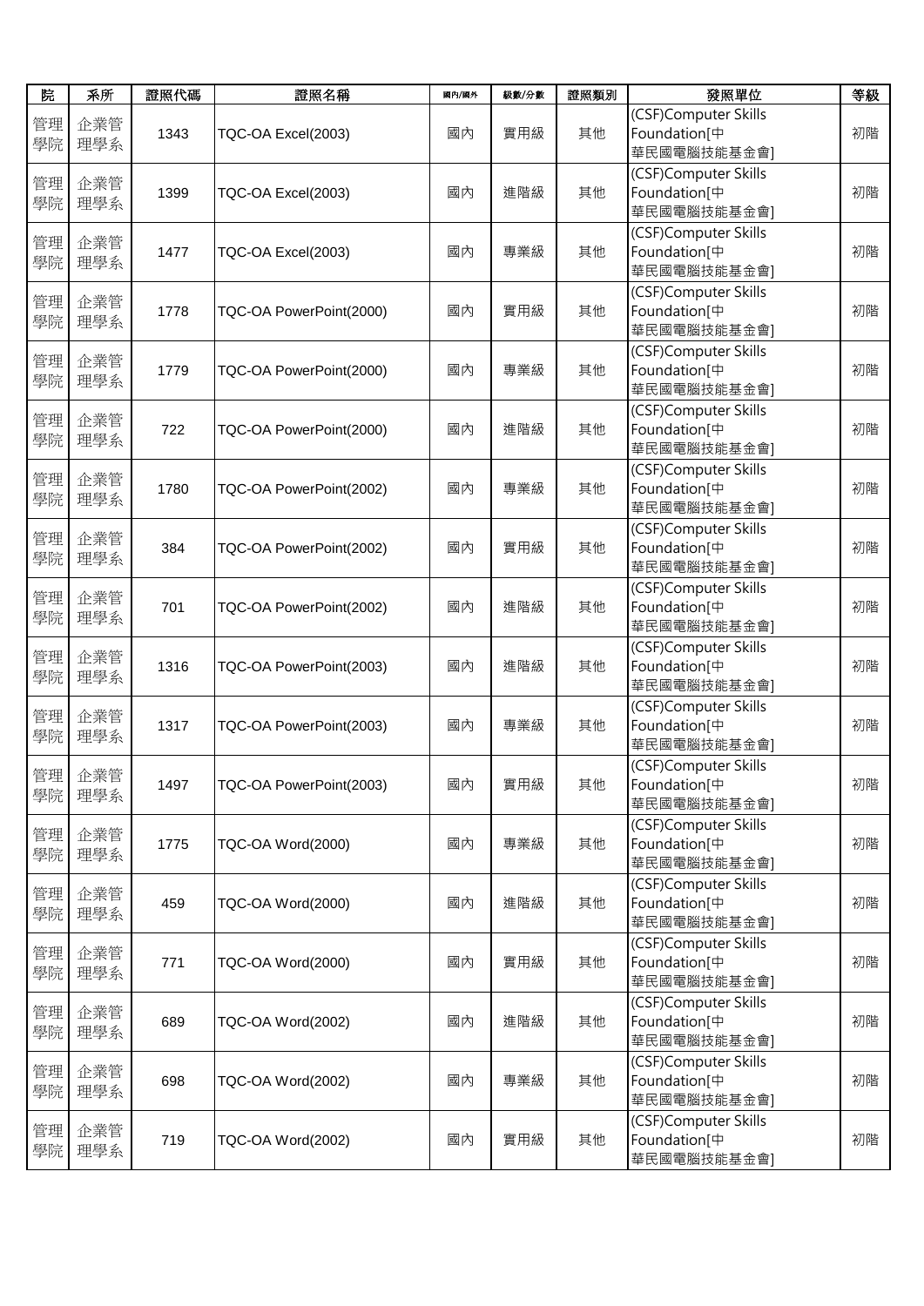| 院 | 系所 | 證照代碼 | 證照名稱 | 國內/國外 | 級數/分數 | 證照類別 | 發照單位 | 等級 |
|---|---|---|---|---|---|---|---|---|
| 管理學院 | 企業管理學系 | 1343 | TQC-OA Excel(2003) | 國內 | 實用級 | 其他 | (CSF)Computer Skills Foundation[中華民國電腦技能基金會] | 初階 |
| 管理學院 | 企業管理學系 | 1399 | TQC-OA Excel(2003) | 國內 | 進階級 | 其他 | (CSF)Computer Skills Foundation[中華民國電腦技能基金會] | 初階 |
| 管理學院 | 企業管理學系 | 1477 | TQC-OA Excel(2003) | 國內 | 專業級 | 其他 | (CSF)Computer Skills Foundation[中華民國電腦技能基金會] | 初階 |
| 管理學院 | 企業管理學系 | 1778 | TQC-OA PowerPoint(2000) | 國內 | 實用級 | 其他 | (CSF)Computer Skills Foundation[中華民國電腦技能基金會] | 初階 |
| 管理學院 | 企業管理學系 | 1779 | TQC-OA PowerPoint(2000) | 國內 | 專業級 | 其他 | (CSF)Computer Skills Foundation[中華民國電腦技能基金會] | 初階 |
| 管理學院 | 企業管理學系 | 722 | TQC-OA PowerPoint(2000) | 國內 | 進階級 | 其他 | (CSF)Computer Skills Foundation[中華民國電腦技能基金會] | 初階 |
| 管理學院 | 企業管理學系 | 1780 | TQC-OA PowerPoint(2002) | 國內 | 專業級 | 其他 | (CSF)Computer Skills Foundation[中華民國電腦技能基金會] | 初階 |
| 管理學院 | 企業管理學系 | 384 | TQC-OA PowerPoint(2002) | 國內 | 實用級 | 其他 | (CSF)Computer Skills Foundation[中華民國電腦技能基金會] | 初階 |
| 管理學院 | 企業管理學系 | 701 | TQC-OA PowerPoint(2002) | 國內 | 進階級 | 其他 | (CSF)Computer Skills Foundation[中華民國電腦技能基金會] | 初階 |
| 管理學院 | 企業管理學系 | 1316 | TQC-OA PowerPoint(2003) | 國內 | 進階級 | 其他 | (CSF)Computer Skills Foundation[中華民國電腦技能基金會] | 初階 |
| 管理學院 | 企業管理學系 | 1317 | TQC-OA PowerPoint(2003) | 國內 | 專業級 | 其他 | (CSF)Computer Skills Foundation[中華民國電腦技能基金會] | 初階 |
| 管理學院 | 企業管理學系 | 1497 | TQC-OA PowerPoint(2003) | 國內 | 實用級 | 其他 | (CSF)Computer Skills Foundation[中華民國電腦技能基金會] | 初階 |
| 管理學院 | 企業管理學系 | 1775 | TQC-OA Word(2000) | 國內 | 專業級 | 其他 | (CSF)Computer Skills Foundation[中華民國電腦技能基金會] | 初階 |
| 管理學院 | 企業管理學系 | 459 | TQC-OA Word(2000) | 國內 | 進階級 | 其他 | (CSF)Computer Skills Foundation[中華民國電腦技能基金會] | 初階 |
| 管理學院 | 企業管理學系 | 771 | TQC-OA Word(2000) | 國內 | 實用級 | 其他 | (CSF)Computer Skills Foundation[中華民國電腦技能基金會] | 初階 |
| 管理學院 | 企業管理學系 | 689 | TQC-OA Word(2002) | 國內 | 進階級 | 其他 | (CSF)Computer Skills Foundation[中華民國電腦技能基金會] | 初階 |
| 管理學院 | 企業管理學系 | 698 | TQC-OA Word(2002) | 國內 | 專業級 | 其他 | (CSF)Computer Skills Foundation[中華民國電腦技能基金會] | 初階 |
| 管理學院 | 企業管理學系 | 719 | TQC-OA Word(2002) | 國內 | 實用級 | 其他 | (CSF)Computer Skills Foundation[中華民國電腦技能基金會] | 初階 |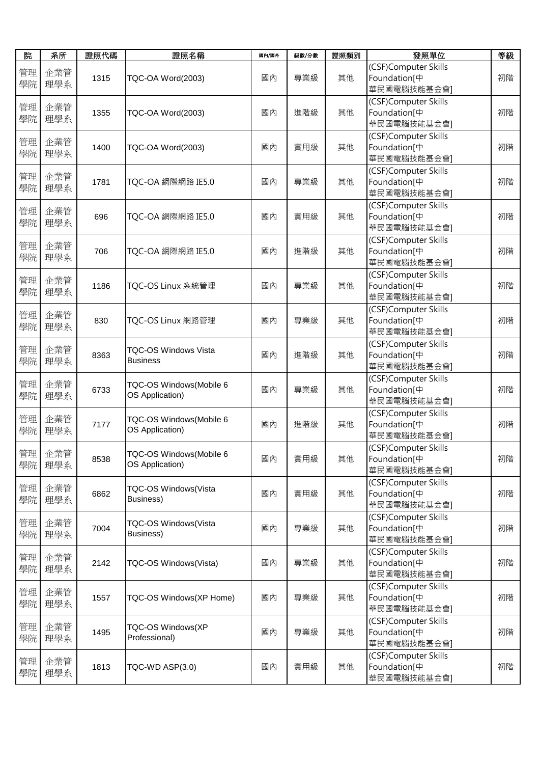| 院 | 系所 | 證照代碼 | 證照名稱 | 國內/國外 | 級數/分數 | 證照類別 | 發照單位 | 等級 |
| --- | --- | --- | --- | --- | --- | --- | --- | --- |
| 管理學院 | 企業管理學系 | 1315 | TQC-OA Word(2003) | 國內 | 專業級 | 其他 | (CSF)Computer Skills Foundation[中華民國電腦技能基金會] | 初階 |
| 管理學院 | 企業管理學系 | 1355 | TQC-OA Word(2003) | 國內 | 進階級 | 其他 | (CSF)Computer Skills Foundation[中華民國電腦技能基金會] | 初階 |
| 管理學院 | 企業管理學系 | 1400 | TQC-OA Word(2003) | 國內 | 實用級 | 其他 | (CSF)Computer Skills Foundation[中華民國電腦技能基金會] | 初階 |
| 管理學院 | 企業管理學系 | 1781 | TQC-OA 網際網路 IE5.0 | 國內 | 專業級 | 其他 | (CSF)Computer Skills Foundation[中華民國電腦技能基金會] | 初階 |
| 管理學院 | 企業管理學系 | 696 | TQC-OA 網際網路 IE5.0 | 國內 | 實用級 | 其他 | (CSF)Computer Skills Foundation[中華民國電腦技能基金會] | 初階 |
| 管理學院 | 企業管理學系 | 706 | TQC-OA 網際網路 IE5.0 | 國內 | 進階級 | 其他 | (CSF)Computer Skills Foundation[中華民國電腦技能基金會] | 初階 |
| 管理學院 | 企業管理學系 | 1186 | TQC-OS Linux 系統管理 | 國內 | 專業級 | 其他 | (CSF)Computer Skills Foundation[中華民國電腦技能基金會] | 初階 |
| 管理學院 | 企業管理學系 | 830 | TQC-OS Linux 網路管理 | 國內 | 專業級 | 其他 | (CSF)Computer Skills Foundation[中華民國電腦技能基金會] | 初階 |
| 管理學院 | 企業管理學系 | 8363 | TQC-OS Windows Vista Business | 國內 | 進階級 | 其他 | (CSF)Computer Skills Foundation[中華民國電腦技能基金會] | 初階 |
| 管理學院 | 企業管理學系 | 6733 | TQC-OS Windows(Mobile 6 OS Application) | 國內 | 專業級 | 其他 | (CSF)Computer Skills Foundation[中華民國電腦技能基金會] | 初階 |
| 管理學院 | 企業管理學系 | 7177 | TQC-OS Windows(Mobile 6 OS Application) | 國內 | 進階級 | 其他 | (CSF)Computer Skills Foundation[中華民國電腦技能基金會] | 初階 |
| 管理學院 | 企業管理學系 | 8538 | TQC-OS Windows(Mobile 6 OS Application) | 國內 | 實用級 | 其他 | (CSF)Computer Skills Foundation[中華民國電腦技能基金會] | 初階 |
| 管理學院 | 企業管理學系 | 6862 | TQC-OS Windows(Vista Business) | 國內 | 實用級 | 其他 | (CSF)Computer Skills Foundation[中華民國電腦技能基金會] | 初階 |
| 管理學院 | 企業管理學系 | 7004 | TQC-OS Windows(Vista Business) | 國內 | 專業級 | 其他 | (CSF)Computer Skills Foundation[中華民國電腦技能基金會] | 初階 |
| 管理學院 | 企業管理學系 | 2142 | TQC-OS Windows(Vista) | 國內 | 專業級 | 其他 | (CSF)Computer Skills Foundation[中華民國電腦技能基金會] | 初階 |
| 管理學院 | 企業管理學系 | 1557 | TQC-OS Windows(XP Home) | 國內 | 專業級 | 其他 | (CSF)Computer Skills Foundation[中華民國電腦技能基金會] | 初階 |
| 管理學院 | 企業管理學系 | 1495 | TQC-OS Windows(XP Professional) | 國內 | 專業級 | 其他 | (CSF)Computer Skills Foundation[中華民國電腦技能基金會] | 初階 |
| 管理學院 | 企業管理學系 | 1813 | TQC-WD ASP(3.0) | 國內 | 實用級 | 其他 | (CSF)Computer Skills Foundation[中華民國電腦技能基金會] | 初階 |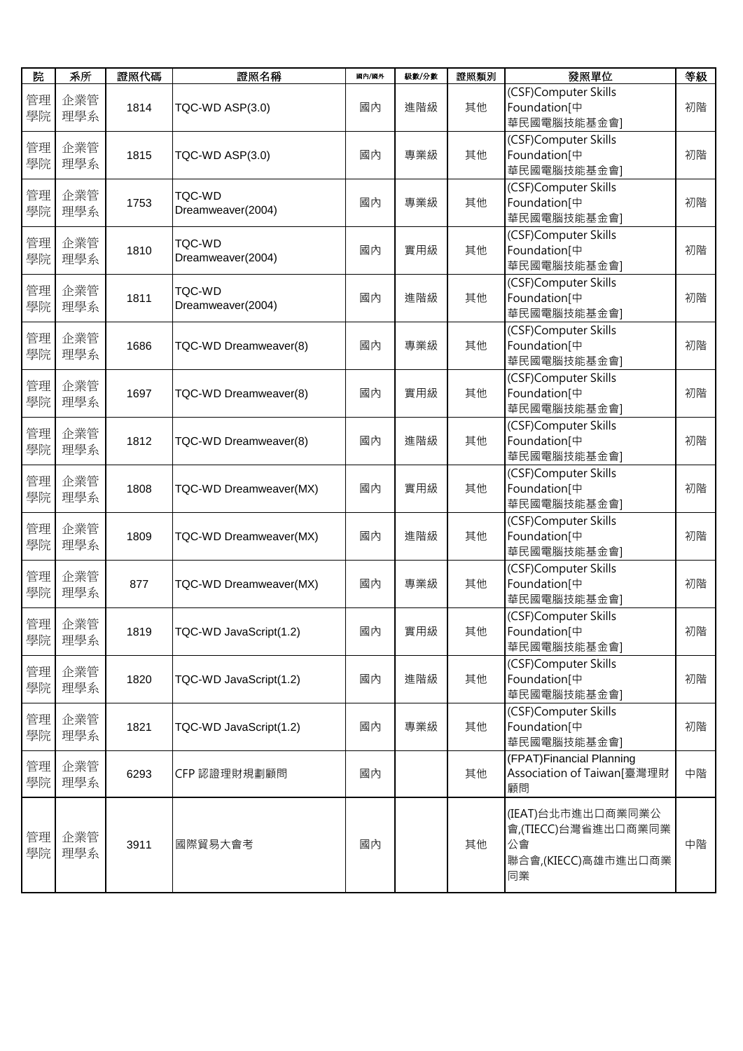| 院 | 系所 | 證照代碼 | 證照名稱 | 國內/國外 | 級數/分數 | 證照類別 | 發照單位 | 等級 |
|---|---|---|---|---|---|---|---|---|
| 管理學院 | 企業管理學系 | 1814 | TQC-WD ASP(3.0) | 國內 | 進階級 | 其他 | (CSF)Computer Skills Foundation[中華民國電腦技能基金會] | 初階 |
| 管理學院 | 企業管理學系 | 1815 | TQC-WD ASP(3.0) | 國內 | 專業級 | 其他 | (CSF)Computer Skills Foundation[中華民國電腦技能基金會] | 初階 |
| 管理學院 | 企業管理學系 | 1753 | TQC-WD Dreamweaver(2004) | 國內 | 專業級 | 其他 | (CSF)Computer Skills Foundation[中華民國電腦技能基金會] | 初階 |
| 管理學院 | 企業管理學系 | 1810 | TQC-WD Dreamweaver(2004) | 國內 | 實用級 | 其他 | (CSF)Computer Skills Foundation[中華民國電腦技能基金會] | 初階 |
| 管理學院 | 企業管理學系 | 1811 | TQC-WD Dreamweaver(2004) | 國內 | 進階級 | 其他 | (CSF)Computer Skills Foundation[中華民國電腦技能基金會] | 初階 |
| 管理學院 | 企業管理學系 | 1686 | TQC-WD Dreamweaver(8) | 國內 | 專業級 | 其他 | (CSF)Computer Skills Foundation[中華民國電腦技能基金會] | 初階 |
| 管理學院 | 企業管理學系 | 1697 | TQC-WD Dreamweaver(8) | 國內 | 實用級 | 其他 | (CSF)Computer Skills Foundation[中華民國電腦技能基金會] | 初階 |
| 管理學院 | 企業管理學系 | 1812 | TQC-WD Dreamweaver(8) | 國內 | 進階級 | 其他 | (CSF)Computer Skills Foundation[中華民國電腦技能基金會] | 初階 |
| 管理學院 | 企業管理學系 | 1808 | TQC-WD Dreamweaver(MX) | 國內 | 實用級 | 其他 | (CSF)Computer Skills Foundation[中華民國電腦技能基金會] | 初階 |
| 管理學院 | 企業管理學系 | 1809 | TQC-WD Dreamweaver(MX) | 國內 | 進階級 | 其他 | (CSF)Computer Skills Foundation[中華民國電腦技能基金會] | 初階 |
| 管理學院 | 企業管理學系 | 877 | TQC-WD Dreamweaver(MX) | 國內 | 專業級 | 其他 | (CSF)Computer Skills Foundation[中華民國電腦技能基金會] | 初階 |
| 管理學院 | 企業管理學系 | 1819 | TQC-WD JavaScript(1.2) | 國內 | 實用級 | 其他 | (CSF)Computer Skills Foundation[中華民國電腦技能基金會] | 初階 |
| 管理學院 | 企業管理學系 | 1820 | TQC-WD JavaScript(1.2) | 國內 | 進階級 | 其他 | (CSF)Computer Skills Foundation[中華民國電腦技能基金會] | 初階 |
| 管理學院 | 企業管理學系 | 1821 | TQC-WD JavaScript(1.2) | 國內 | 專業級 | 其他 | (CSF)Computer Skills Foundation[中華民國電腦技能基金會] | 初階 |
| 管理學院 | 企業管理學系 | 6293 | CFP 認證理財規劃顧問 | 國內 | | 其他 | (FPAT)Financial Planning Association of Taiwan[臺灣理財顧問 | 中階 |
| 管理學院 | 企業管理學系 | 3911 | 國際貿易大會考 | 國內 | | 其他 | (IEAT)台北市進出口商業同業公會,(TIECC)台灣省進出口商業同業公會聯合會,(KIECC)高雄市進出口商業同業 | 中階 |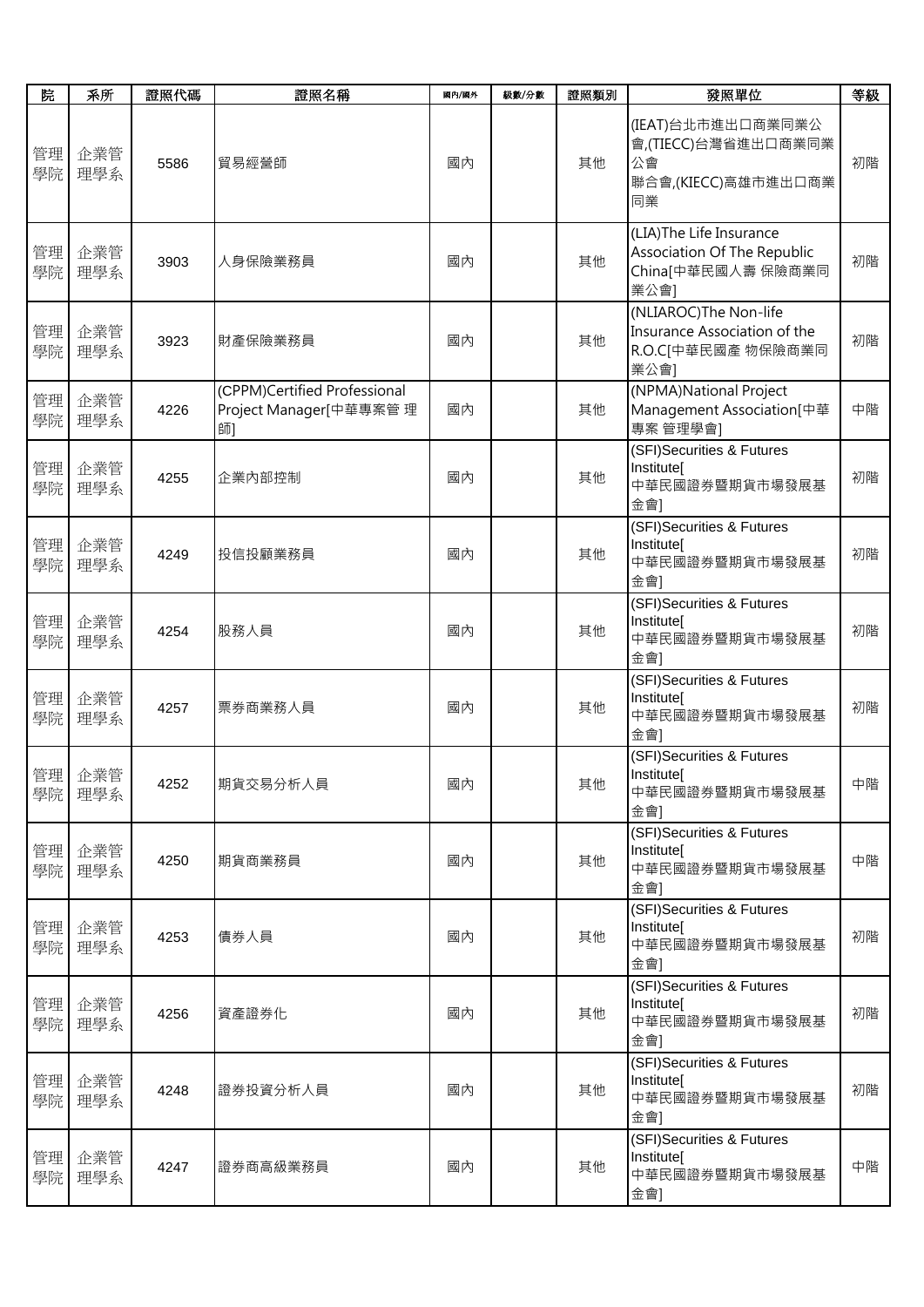| 院 | 系所 | 證照代碼 | 證照名稱 | 國內/國外 | 級數/分數 | 證照類別 | 發照單位 | 等級 |
|---|---|---|---|---|---|---|---|---|
| 管理學院 | 企業管理學系 | 5586 | 貿易經營師 | 國內 | | 其他 | (IEAT)台北市進出口商業同業公會,(TIECC)台灣省進出口商業同業公會聯合會,(KIECC)高雄市進出口商業同業 | 初階 |
| 管理學院 | 企業管理學系 | 3903 | 人身保險業務員 | 國內 | | 其他 | (LIA)The Life Insurance Association Of The Republic China[中華民國人壽 保險商業同業公會] | 初階 |
| 管理學院 | 企業管理學系 | 3923 | 財產保險業務員 | 國內 | | 其他 | (NLIAROC)The Non-life Insurance Association of the R.O.C[中華民國產 物保險商業同業公會] | 初階 |
| 管理學院 | 企業管理學系 | 4226 | (CPPM)Certified Professional Project Manager[中華專案管 理師] | 國內 | | 其他 | (NPMA)National Project Management Association[中華專案 管理學會] | 中階 |
| 管理學院 | 企業管理學系 | 4255 | 企業內部控制 | 國內 | | 其他 | (SFI)Securities & Futures Institute[中華民國證券暨期貨市場發展基金會] | 初階 |
| 管理學院 | 企業管理學系 | 4249 | 投信投顧業務員 | 國內 | | 其他 | (SFI)Securities & Futures Institute[中華民國證券暨期貨市場發展基金會] | 初階 |
| 管理學院 | 企業管理學系 | 4254 | 股務人員 | 國內 | | 其他 | (SFI)Securities & Futures Institute[中華民國證券暨期貨市場發展基金會] | 初階 |
| 管理學院 | 企業管理學系 | 4257 | 票券商業務人員 | 國內 | | 其他 | (SFI)Securities & Futures Institute[中華民國證券暨期貨市場發展基金會] | 初階 |
| 管理學院 | 企業管理學系 | 4252 | 期貨交易分析人員 | 國內 | | 其他 | (SFI)Securities & Futures Institute[中華民國證券暨期貨市場發展基金會] | 中階 |
| 管理學院 | 企業管理學系 | 4250 | 期貨商業務員 | 國內 | | 其他 | (SFI)Securities & Futures Institute[中華民國證券暨期貨市場發展基金會] | 中階 |
| 管理學院 | 企業管理學系 | 4253 | 債券人員 | 國內 | | 其他 | (SFI)Securities & Futures Institute[中華民國證券暨期貨市場發展基金會] | 初階 |
| 管理學院 | 企業管理學系 | 4256 | 資產證券化 | 國內 | | 其他 | (SFI)Securities & Futures Institute[中華民國證券暨期貨市場發展基金會] | 初階 |
| 管理學院 | 企業管理學系 | 4248 | 證券投資分析人員 | 國內 | | 其他 | (SFI)Securities & Futures Institute[中華民國證券暨期貨市場發展基金會] | 初階 |
| 管理學院 | 企業管理學系 | 4247 | 證券商高級業務員 | 國內 | | 其他 | (SFI)Securities & Futures Institute[中華民國證券暨期貨市場發展基金會] | 中階 |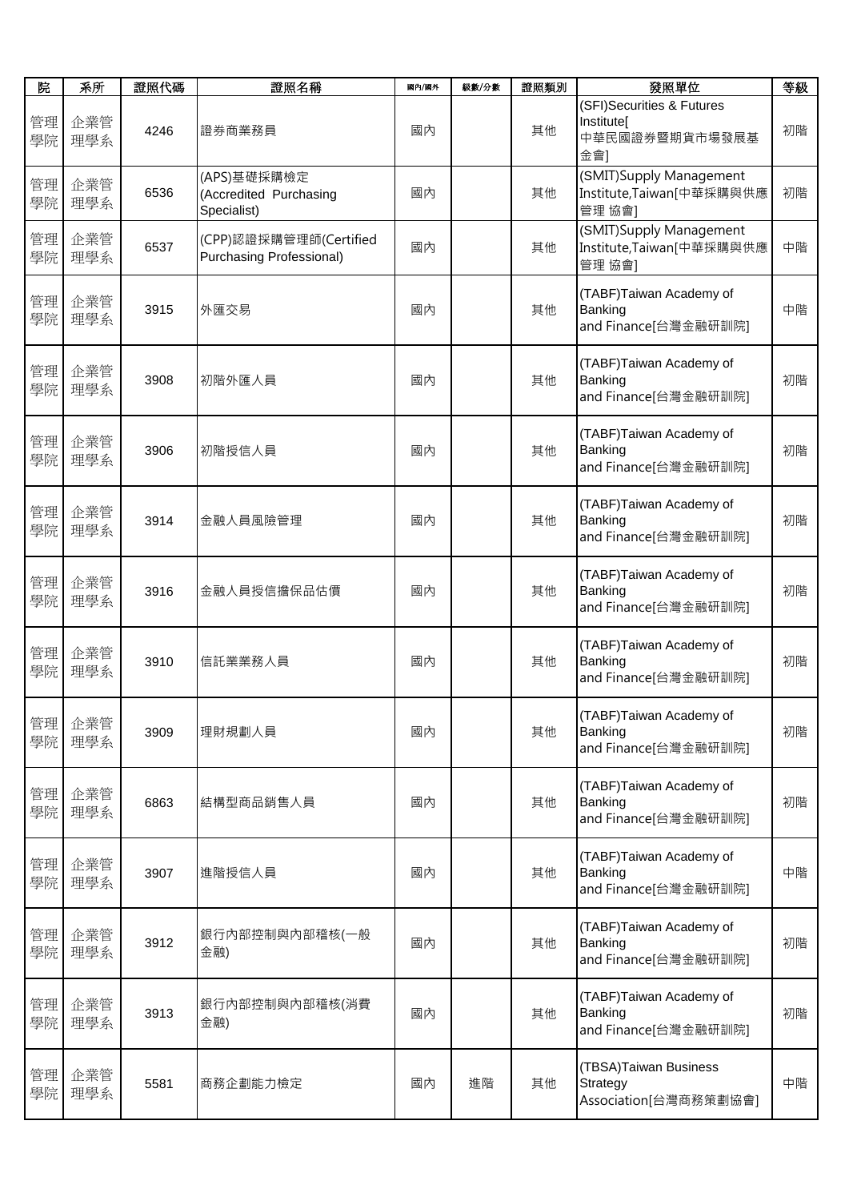| 院 | 系所 | 證照代碼 | 證照名稱 | 國內/國外 | 級數/分數 | 證照類別 | 發照單位 | 等級 |
|---|---|---|---|---|---|---|---|---|
| 管理學院 | 企業管理學系 | 4246 | 證券商業務員 | 國內 | | 其他 | (SFI)Securities & Futures Institute[中華民國證券暨期貨市場發展基金會] | 初階 |
| 管理學院 | 企業管理學系 | 6536 | (APS)基礎採購檢定(Accredited Purchasing Specialist) | 國內 | | 其他 | (SMIT)Supply Management Institute,Taiwan[中華採購與供應管理 協會] | 初階 |
| 管理學院 | 企業管理學系 | 6537 | (CPP)認證採購管理師(Certified Purchasing Professional) | 國內 | | 其他 | (SMIT)Supply Management Institute,Taiwan[中華採購與供應管理 協會] | 中階 |
| 管理學院 | 企業管理學系 | 3915 | 外匯交易 | 國內 | | 其他 | (TABF)Taiwan Academy of Banking and Finance[台灣金融研訓院] | 中階 |
| 管理學院 | 企業管理學系 | 3908 | 初階外匯人員 | 國內 | | 其他 | (TABF)Taiwan Academy of Banking and Finance[台灣金融研訓院] | 初階 |
| 管理學院 | 企業管理學系 | 3906 | 初階授信人員 | 國內 | | 其他 | (TABF)Taiwan Academy of Banking and Finance[台灣金融研訓院] | 初階 |
| 管理學院 | 企業管理學系 | 3914 | 金融人員風險管理 | 國內 | | 其他 | (TABF)Taiwan Academy of Banking and Finance[台灣金融研訓院] | 初階 |
| 管理學院 | 企業管理學系 | 3916 | 金融人員授信擔保品估價 | 國內 | | 其他 | (TABF)Taiwan Academy of Banking and Finance[台灣金融研訓院] | 初階 |
| 管理學院 | 企業管理學系 | 3910 | 信託業業務人員 | 國內 | | 其他 | (TABF)Taiwan Academy of Banking and Finance[台灣金融研訓院] | 初階 |
| 管理學院 | 企業管理學系 | 3909 | 理財規劃人員 | 國內 | | 其他 | (TABF)Taiwan Academy of Banking and Finance[台灣金融研訓院] | 初階 |
| 管理學院 | 企業管理學系 | 6863 | 結構型商品銷售人員 | 國內 | | 其他 | (TABF)Taiwan Academy of Banking and Finance[台灣金融研訓院] | 初階 |
| 管理學院 | 企業管理學系 | 3907 | 進階授信人員 | 國內 | | 其他 | (TABF)Taiwan Academy of Banking and Finance[台灣金融研訓院] | 中階 |
| 管理學院 | 企業管理學系 | 3912 | 銀行內部控制與內部稽核(一般金融) | 國內 | | 其他 | (TABF)Taiwan Academy of Banking and Finance[台灣金融研訓院] | 初階 |
| 管理學院 | 企業管理學系 | 3913 | 銀行內部控制與內部稽核(消費金融) | 國內 | | 其他 | (TABF)Taiwan Academy of Banking and Finance[台灣金融研訓院] | 初階 |
| 管理學院 | 企業管理學系 | 5581 | 商務企劃能力檢定 | 國內 | 進階 | 其他 | (TBSA)Taiwan Business Strategy Association[台灣商務策劃協會] | 中階 |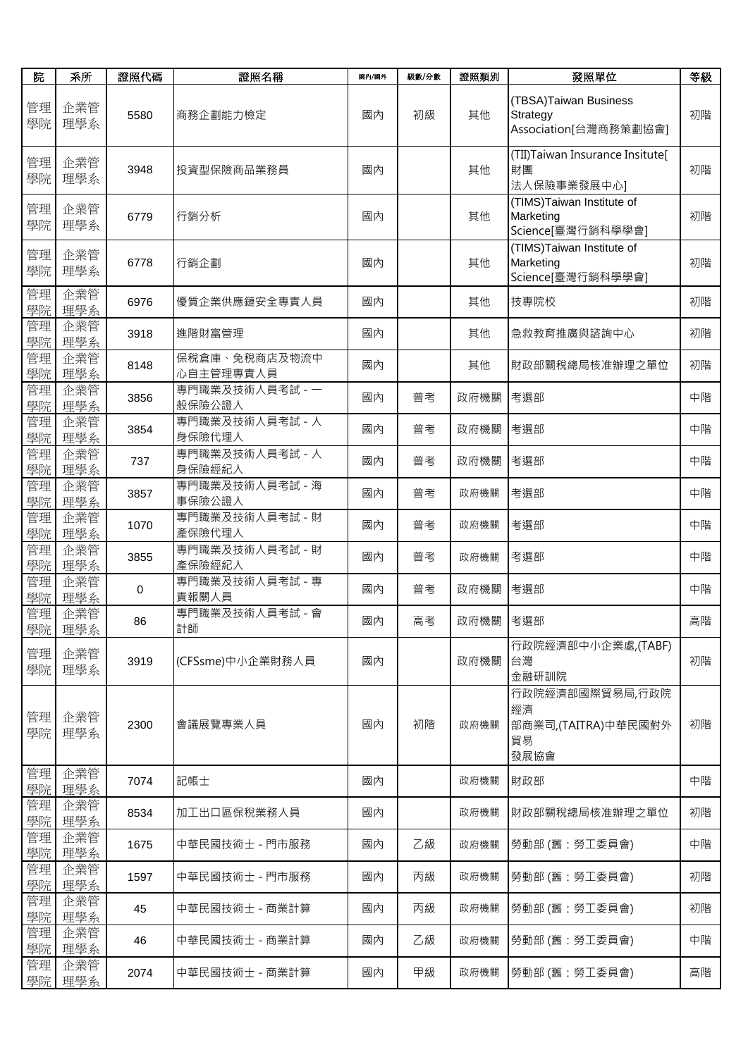| 院 | 系所 | 證照代碼 | 證照名稱 | 國內/國外 | 級數/分數 | 證照類別 | 發照單位 | 等級 |
|---|---|---|---|---|---|---|---|---|
| 管理學院 | 企業管理學系 | 5580 | 商務企劃能力檢定 | 國內 | 初級 | 其他 | (TBSA)Taiwan Business Strategy Association[台灣商務策劃協會] | 初階 |
| 管理學院 | 企業管理學系 | 3948 | 投資型保險商品業務員 | 國內 | | 其他 | (TII)Taiwan Insurance Insitute[財團法人保險事業發展中心] | 初階 |
| 管理學院 | 企業管理學系 | 6779 | 行銷分析 | 國內 | | 其他 | (TIMS)Taiwan Institute of Marketing Science[臺灣行銷科學學會] | 初階 |
| 管理學院 | 企業管理學系 | 6778 | 行銷企劃 | 國內 | | 其他 | (TIMS)Taiwan Institute of Marketing Science[臺灣行銷科學學會] | 初階 |
| 管理學院 | 企業管理學系 | 6976 | 優質企業供應鏈安全專責人員 | 國內 | | 其他 | 技專院校 | 初階 |
| 管理學院 | 企業管理學系 | 3918 | 進階財富管理 | 國內 | | 其他 | 急救教育推廣與諮詢中心 | 初階 |
| 管理學院 | 企業管理學系 | 8148 | 保稅倉庫、免稅商店及物流中心自主管理專責人員 | 國內 | | 其他 | 財政部關稅總局核准辦理之單位 | 初階 |
| 管理學院 | 企業管理學系 | 3856 | 專門職業及技術人員考試 - 一般保險公證人 | 國內 | 普考 | 政府機關 | 考選部 | 中階 |
| 管理學院 | 企業管理學系 | 3854 | 專門職業及技術人員考試 - 人身保險代理人 | 國內 | 普考 | 政府機關 | 考選部 | 中階 |
| 管理學院 | 企業管理學系 | 737 | 專門職業及技術人員考試 - 人身保險經紀人 | 國內 | 普考 | 政府機關 | 考選部 | 中階 |
| 管理學院 | 企業管理學系 | 3857 | 專門職業及技術人員考試 - 海事保險公證人 | 國內 | 普考 | 政府機關 | 考選部 | 中階 |
| 管理學院 | 企業管理學系 | 1070 | 專門職業及技術人員考試 - 財產保險代理人 | 國內 | 普考 | 政府機關 | 考選部 | 中階 |
| 管理學院 | 企業管理學系 | 3855 | 專門職業及技術人員考試 - 財產保險經紀人 | 國內 | 普考 | 政府機關 | 考選部 | 中階 |
| 管理學院 | 企業管理學系 | 0 | 專門職業及技術人員考試 - 專責報關人員 | 國內 | 普考 | 政府機關 | 考選部 | 中階 |
| 管理學院 | 企業管理學系 | 86 | 專門職業及技術人員考試 - 會計師 | 國內 | 高考 | 政府機關 | 考選部 | 高階 |
| 管理學院 | 企業管理學系 | 3919 | (CFSsme)中小企業財務人員 | 國內 | | 政府機關 | 行政院經濟部中小企業處,(TABF)台灣金融研訓院 | 初階 |
| 管理學院 | 企業管理學系 | 2300 | 會議展覽專業人員 | 國內 | 初階 | 政府機關 | 行政院經濟部國際貿易局,行政院經濟部商業司,(TAITRA)中華民國對外貿易發展協會 | 初階 |
| 管理學院 | 企業管理學系 | 7074 | 記帳士 | 國內 | | 政府機關 | 財政部 | 中階 |
| 管理學院 | 企業管理學系 | 8534 | 加工出口區保稅業務人員 | 國內 | | 政府機關 | 財政部關稅總局核准辦理之單位 | 初階 |
| 管理學院 | 企業管理學系 | 1675 | 中華民國技術士 - 門市服務 | 國內 | 乙級 | 政府機關 | 勞動部 (舊：勞工委員會) | 中階 |
| 管理學院 | 企業管理學系 | 1597 | 中華民國技術士 - 門市服務 | 國內 | 丙級 | 政府機關 | 勞動部 (舊：勞工委員會) | 初階 |
| 管理學院 | 企業管理學系 | 45 | 中華民國技術士 - 商業計算 | 國內 | 丙級 | 政府機關 | 勞動部 (舊：勞工委員會) | 初階 |
| 管理學院 | 企業管理學系 | 46 | 中華民國技術士 - 商業計算 | 國內 | 乙級 | 政府機關 | 勞動部 (舊：勞工委員會) | 中階 |
| 管理學院 | 企業管理學系 | 2074 | 中華民國技術士 - 商業計算 | 國內 | 甲級 | 政府機關 | 勞動部 (舊：勞工委員會) | 高階 |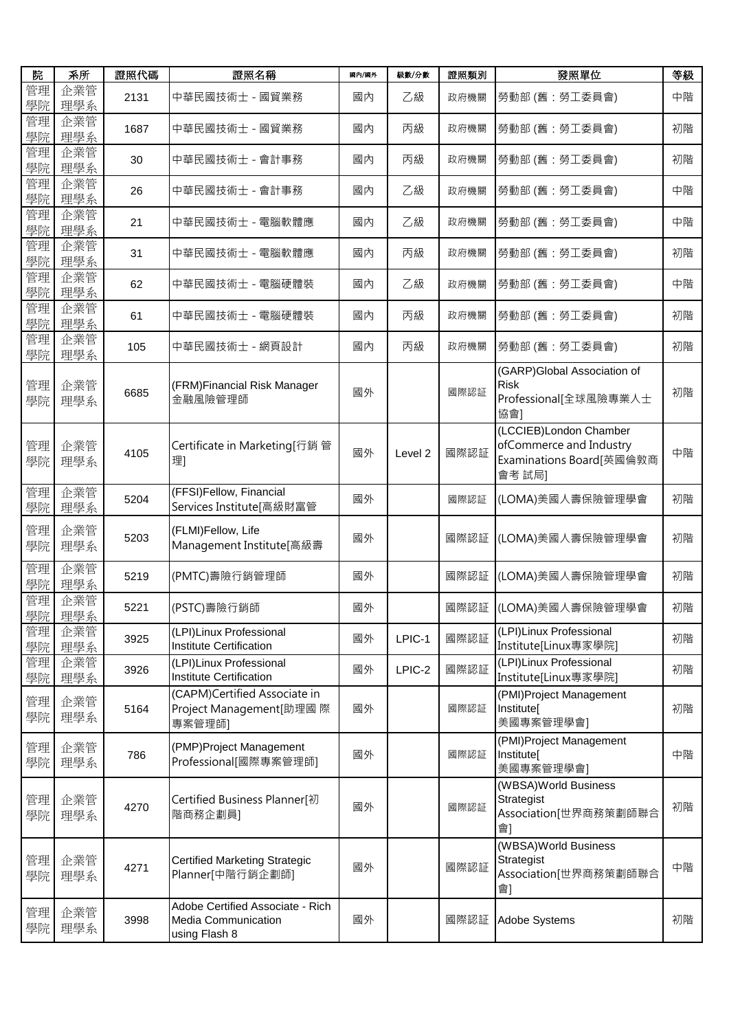| 院 | 系所 | 證照代碼 | 證照名稱 | 國內/國外 | 級數/分數 | 證照類別 | 發照單位 | 等級 |
|---|---|---|---|---|---|---|---|---|
| 管理學院 | 企業管理學系 | 2131 | 中華民國技術士 - 國貿業務 | 國內 | 乙級 | 政府機關 | 勞動部 (舊：勞工委員會) | 中階 |
| 管理學院 | 企業管理學系 | 1687 | 中華民國技術士 - 國貿業務 | 國內 | 丙級 | 政府機關 | 勞動部 (舊：勞工委員會) | 初階 |
| 管理學院 | 企業管理學系 | 30 | 中華民國技術士 - 會計事務 | 國內 | 丙級 | 政府機關 | 勞動部 (舊：勞工委員會) | 初階 |
| 管理學院 | 企業管理學系 | 26 | 中華民國技術士 - 會計事務 | 國內 | 乙級 | 政府機關 | 勞動部 (舊：勞工委員會) | 中階 |
| 管理學院 | 企業管理學系 | 21 | 中華民國技術士 - 電腦軟體應 | 國內 | 乙級 | 政府機關 | 勞動部 (舊：勞工委員會) | 中階 |
| 管理學院 | 企業管理學系 | 31 | 中華民國技術士 - 電腦軟體應 | 國內 | 丙級 | 政府機關 | 勞動部 (舊：勞工委員會) | 初階 |
| 管理學院 | 企業管理學系 | 62 | 中華民國技術士 - 電腦硬體裝 | 國內 | 乙級 | 政府機關 | 勞動部 (舊：勞工委員會) | 中階 |
| 管理學院 | 企業管理學系 | 61 | 中華民國技術士 - 電腦硬體裝 | 國內 | 丙級 | 政府機關 | 勞動部 (舊：勞工委員會) | 初階 |
| 管理學院 | 企業管理學系 | 105 | 中華民國技術士 - 網頁設計 | 國內 | 丙級 | 政府機關 | 勞動部 (舊：勞工委員會) | 初階 |
| 管理學院 | 企業管理學系 | 6685 | (FRM)Financial Risk Manager 金融風險管理師 | 國外 | | 國際認証 | (GARP)Global Association of Risk Professional[全球風險專業人士協會] | 初階 |
| 管理學院 | 企業管理學系 | 4105 | Certificate in Marketing[行銷管理] | 國外 | Level 2 | 國際認証 | (LCCIEB)London Chamber ofCommerce and Industry Examinations Board[英國倫敦商會考試局] | 中階 |
| 管理學院 | 企業管理學系 | 5204 | (FFSI)Fellow, Financial Services Institute[高級財富管 | 國外 | | 國際認証 | (LOMA)美國人壽保險管理學會 | 初階 |
| 管理學院 | 企業管理學系 | 5203 | (FLMI)Fellow, Life Management Institute[高級壽 | 國外 | | 國際認証 | (LOMA)美國人壽保險管理學會 | 初階 |
| 管理學院 | 企業管理學系 | 5219 | (PMTC)壽險行銷管理師 | 國外 | | 國際認証 | (LOMA)美國人壽保險管理學會 | 初階 |
| 管理學院 | 企業管理學系 | 5221 | (PSTC)壽險行銷師 | 國外 | | 國際認証 | (LOMA)美國人壽保險管理學會 | 初階 |
| 管理學院 | 企業管理學系 | 3925 | (LPI)Linux Professional Institute Certification | 國外 | LPIC-1 | 國際認証 | (LPI)Linux Professional Institute[Linux專家學院] | 初階 |
| 管理學院 | 企業管理學系 | 3926 | (LPI)Linux Professional Institute Certification | 國外 | LPIC-2 | 國際認証 | (LPI)Linux Professional Institute[Linux專家學院] | 初階 |
| 管理學院 | 企業管理學系 | 5164 | (CAPM)Certified Associate in Project Management[助理國際專案管理師] | 國外 | | 國際認証 | (PMI)Project Management Institute[美國專案管理學會] | 初階 |
| 管理學院 | 企業管理學系 | 786 | (PMP)Project Management Professional[國際專案管理師] | 國外 | | 國際認証 | (PMI)Project Management Institute[美國專案管理學會] | 中階 |
| 管理學院 | 企業管理學系 | 4270 | Certified Business Planner[初階商務企劃員] | 國外 | | 國際認証 | (WBSA)World Business Strategist Association[世界商務策劃師聯合會] | 初階 |
| 管理學院 | 企業管理學系 | 4271 | Certified Marketing Strategic Planner[中階行銷企劃師] | 國外 | | 國際認証 | (WBSA)World Business Strategist Association[世界商務策劃師聯合會] | 中階 |
| 管理學院 | 企業管理學系 | 3998 | Adobe Certified Associate - Rich Media Communication using Flash 8 | 國外 | | 國際認証 | Adobe Systems | 初階 |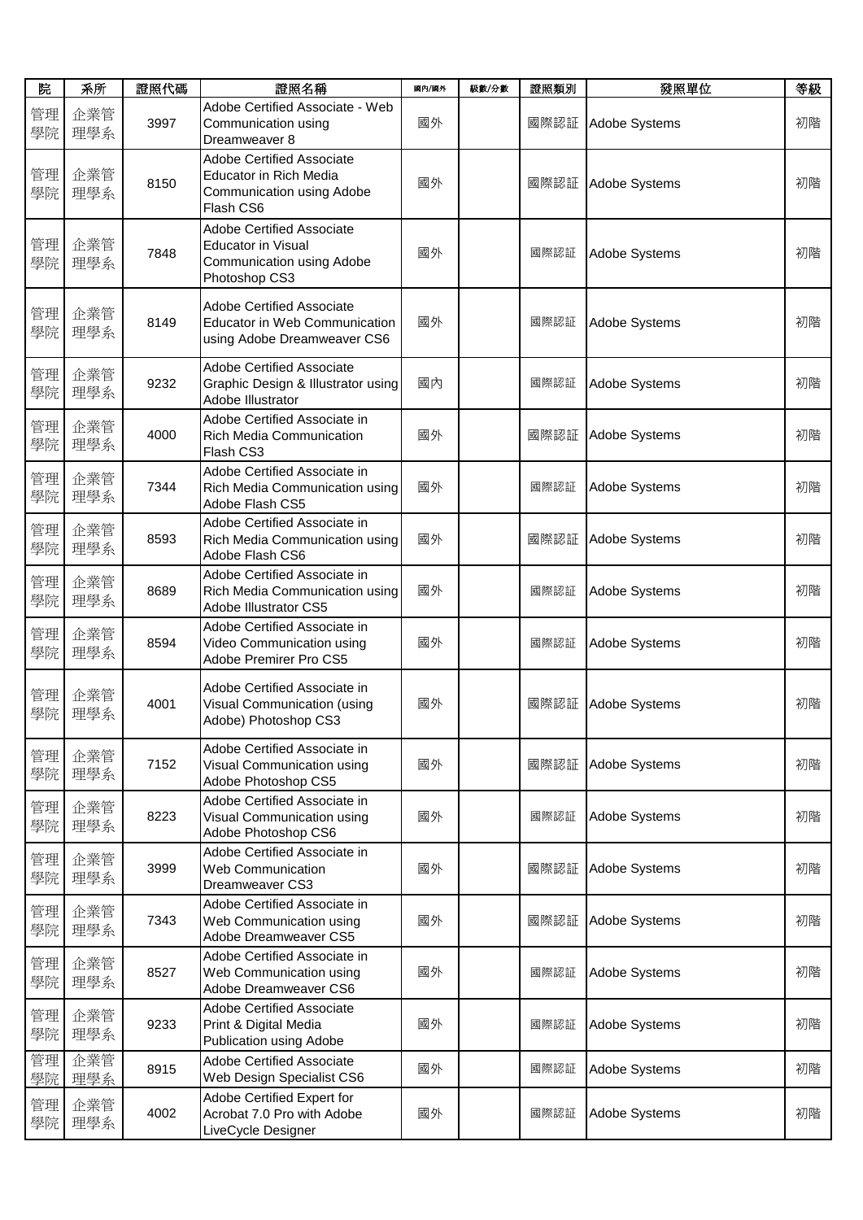| 院 | 系所 | 證照代碼 | 證照名稱 | 國內/國外 | 級數/分數 | 證照類別 | 發照單位 | 等級 |
|---|---|---|---|---|---|---|---|---|
| 管理學院 | 企業管理學系 | 3997 | Adobe Certified Associate - Web Communication using Dreamweaver 8 | 國外 | | 國際認証 | Adobe Systems | 初階 |
| 管理學院 | 企業管理學系 | 8150 | Adobe Certified Associate Educator in Rich Media Communication using Adobe Flash CS6 | 國外 | | 國際認証 | Adobe Systems | 初階 |
| 管理學院 | 企業管理學系 | 7848 | Adobe Certified Associate Educator in Visual Communication using Adobe Photoshop CS3 | 國外 | | 國際認証 | Adobe Systems | 初階 |
| 管理學院 | 企業管理學系 | 8149 | Adobe Certified Associate Educator in Web Communication using Adobe Dreamweaver CS6 | 國外 | | 國際認証 | Adobe Systems | 初階 |
| 管理學院 | 企業管理學系 | 9232 | Adobe Certified Associate Graphic Design & Illustrator using Adobe Illustrator | 國內 | | 國際認証 | Adobe Systems | 初階 |
| 管理學院 | 企業管理學系 | 4000 | Adobe Certified Associate in Rich Media Communication Flash CS3 | 國外 | | 國際認証 | Adobe Systems | 初階 |
| 管理學院 | 企業管理學系 | 7344 | Adobe Certified Associate in Rich Media Communication using Adobe Flash CS5 | 國外 | | 國際認証 | Adobe Systems | 初階 |
| 管理學院 | 企業管理學系 | 8593 | Adobe Certified Associate in Rich Media Communication using Adobe Flash CS6 | 國外 | | 國際認証 | Adobe Systems | 初階 |
| 管理學院 | 企業管理學系 | 8689 | Adobe Certified Associate in Rich Media Communication using Adobe Illustrator CS5 | 國外 | | 國際認証 | Adobe Systems | 初階 |
| 管理學院 | 企業管理學系 | 8594 | Adobe Certified Associate in Video Communication using Adobe Premirer Pro CS5 | 國外 | | 國際認証 | Adobe Systems | 初階 |
| 管理學院 | 企業管理學系 | 4001 | Adobe Certified Associate in Visual Communication (using Adobe) Photoshop CS3 | 國外 | | 國際認証 | Adobe Systems | 初階 |
| 管理學院 | 企業管理學系 | 7152 | Adobe Certified Associate in Visual Communication using Adobe Photoshop CS5 | 國外 | | 國際認証 | Adobe Systems | 初階 |
| 管理學院 | 企業管理學系 | 8223 | Adobe Certified Associate in Visual Communication using Adobe Photoshop CS6 | 國外 | | 國際認証 | Adobe Systems | 初階 |
| 管理學院 | 企業管理學系 | 3999 | Adobe Certified Associate in Web Communication Dreamweaver CS3 | 國外 | | 國際認証 | Adobe Systems | 初階 |
| 管理學院 | 企業管理學系 | 7343 | Adobe Certified Associate in Web Communication using Adobe Dreamweaver CS5 | 國外 | | 國際認証 | Adobe Systems | 初階 |
| 管理學院 | 企業管理學系 | 8527 | Adobe Certified Associate in Web Communication using Adobe Dreamweaver CS6 | 國外 | | 國際認証 | Adobe Systems | 初階 |
| 管理學院 | 企業管理學系 | 9233 | Adobe Certified Associate Print & Digital Media Publication using Adobe | 國外 | | 國際認証 | Adobe Systems | 初階 |
| 管理學院 | 企業管理學系 | 8915 | Adobe Certified Associate Web Design Specialist CS6 | 國外 | | 國際認証 | Adobe Systems | 初階 |
| 管理學院 | 企業管理學系 | 4002 | Adobe Certified Expert for Acrobat 7.0 Pro with Adobe LiveCycle Designer | 國外 | | 國際認証 | Adobe Systems | 初階 |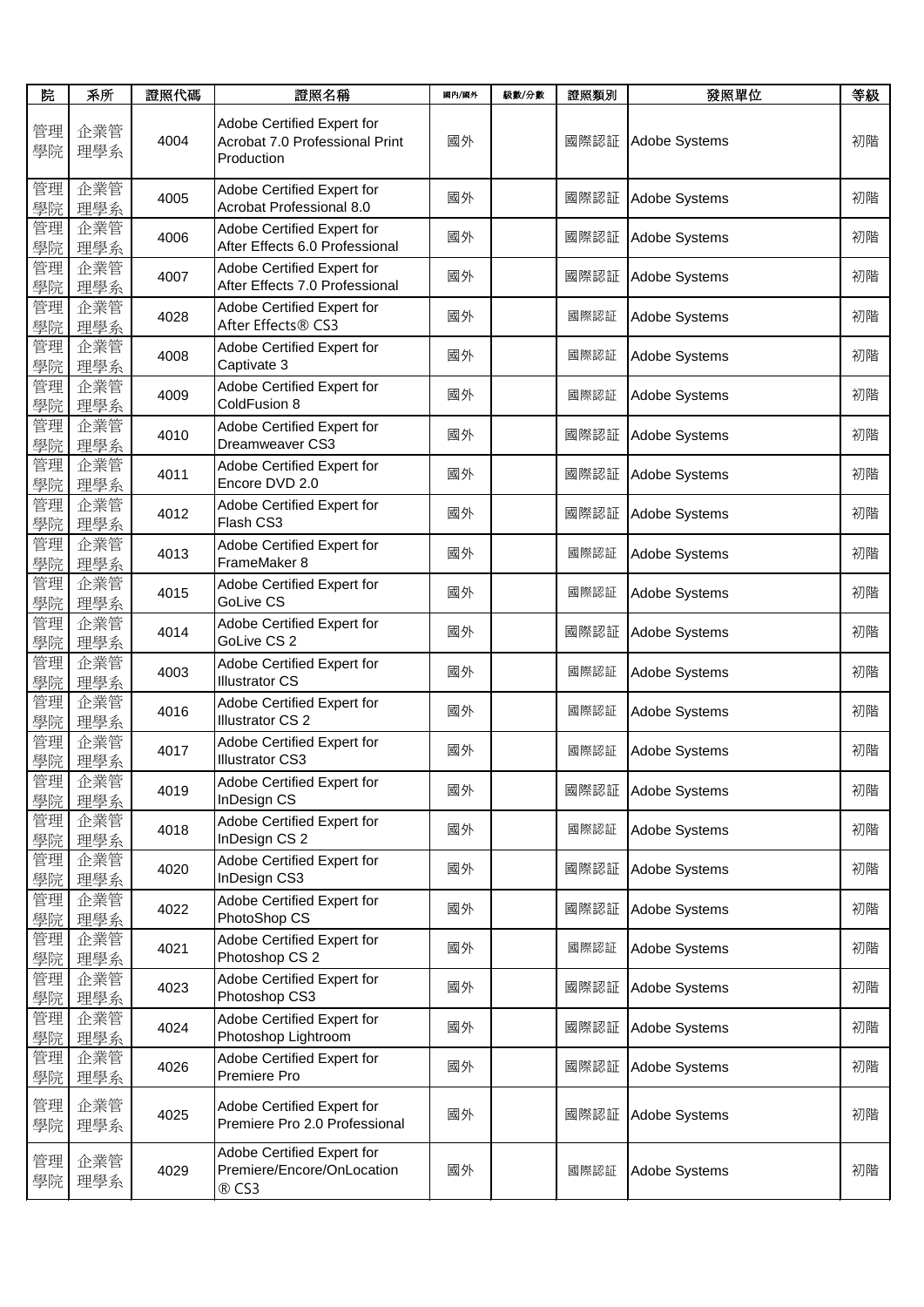| 院 | 系所 | 證照代碼 | 證照名稱 | 國內/國外 | 級數/分數 | 證照類別 | 發照單位 | 等級 |
|---|---|---|---|---|---|---|---|---|
| 管理學院 | 企業管理學系 | 4004 | Adobe Certified Expert for Acrobat 7.0 Professional Print Production | 國外 | | 國際認証 | Adobe Systems | 初階 |
| 管理學院 | 企業管理學系 | 4005 | Adobe Certified Expert for Acrobat Professional 8.0 | 國外 | | 國際認証 | Adobe Systems | 初階 |
| 管理學院 | 企業管理學系 | 4006 | Adobe Certified Expert for After Effects 6.0 Professional | 國外 | | 國際認証 | Adobe Systems | 初階 |
| 管理學院 | 企業管理學系 | 4007 | Adobe Certified Expert for After Effects 7.0 Professional | 國外 | | 國際認証 | Adobe Systems | 初階 |
| 管理學院 | 企業管理學系 | 4028 | Adobe Certified Expert for After Effects® CS3 | 國外 | | 國際認証 | Adobe Systems | 初階 |
| 管理學院 | 企業管理學系 | 4008 | Adobe Certified Expert for Captivate 3 | 國外 | | 國際認証 | Adobe Systems | 初階 |
| 管理學院 | 企業管理學系 | 4009 | Adobe Certified Expert for ColdFusion 8 | 國外 | | 國際認証 | Adobe Systems | 初階 |
| 管理學院 | 企業管理學系 | 4010 | Adobe Certified Expert for Dreamweaver CS3 | 國外 | | 國際認証 | Adobe Systems | 初階 |
| 管理學院 | 企業管理學系 | 4011 | Adobe Certified Expert for Encore DVD 2.0 | 國外 | | 國際認証 | Adobe Systems | 初階 |
| 管理學院 | 企業管理學系 | 4012 | Adobe Certified Expert for Flash CS3 | 國外 | | 國際認証 | Adobe Systems | 初階 |
| 管理學院 | 企業管理學系 | 4013 | Adobe Certified Expert for FrameMaker 8 | 國外 | | 國際認証 | Adobe Systems | 初階 |
| 管理學院 | 企業管理學系 | 4015 | Adobe Certified Expert for GoLive CS | 國外 | | 國際認証 | Adobe Systems | 初階 |
| 管理學院 | 企業管理學系 | 4014 | Adobe Certified Expert for GoLive CS 2 | 國外 | | 國際認証 | Adobe Systems | 初階 |
| 管理學院 | 企業管理學系 | 4003 | Adobe Certified Expert for Illustrator CS | 國外 | | 國際認証 | Adobe Systems | 初階 |
| 管理學院 | 企業管理學系 | 4016 | Adobe Certified Expert for Illustrator CS 2 | 國外 | | 國際認証 | Adobe Systems | 初階 |
| 管理學院 | 企業管理學系 | 4017 | Adobe Certified Expert for Illustrator CS3 | 國外 | | 國際認証 | Adobe Systems | 初階 |
| 管理學院 | 企業管理學系 | 4019 | Adobe Certified Expert for InDesign CS | 國外 | | 國際認証 | Adobe Systems | 初階 |
| 管理學院 | 企業管理學系 | 4018 | Adobe Certified Expert for InDesign CS 2 | 國外 | | 國際認証 | Adobe Systems | 初階 |
| 管理學院 | 企業管理學系 | 4020 | Adobe Certified Expert for InDesign CS3 | 國外 | | 國際認証 | Adobe Systems | 初階 |
| 管理學院 | 企業管理學系 | 4022 | Adobe Certified Expert for PhotoShop CS | 國外 | | 國際認証 | Adobe Systems | 初階 |
| 管理學院 | 企業管理學系 | 4021 | Adobe Certified Expert for Photoshop CS 2 | 國外 | | 國際認証 | Adobe Systems | 初階 |
| 管理學院 | 企業管理學系 | 4023 | Adobe Certified Expert for Photoshop CS3 | 國外 | | 國際認証 | Adobe Systems | 初階 |
| 管理學院 | 企業管理學系 | 4024 | Adobe Certified Expert for Photoshop Lightroom | 國外 | | 國際認証 | Adobe Systems | 初階 |
| 管理學院 | 企業管理學系 | 4026 | Adobe Certified Expert for Premiere Pro | 國外 | | 國際認証 | Adobe Systems | 初階 |
| 管理學院 | 企業管理學系 | 4025 | Adobe Certified Expert for Premiere Pro 2.0 Professional | 國外 | | 國際認証 | Adobe Systems | 初階 |
| 管理學院 | 企業管理學系 | 4029 | Adobe Certified Expert for Premiere/Encore/OnLocation ® CS3 | 國外 | | 國際認証 | Adobe Systems | 初階 |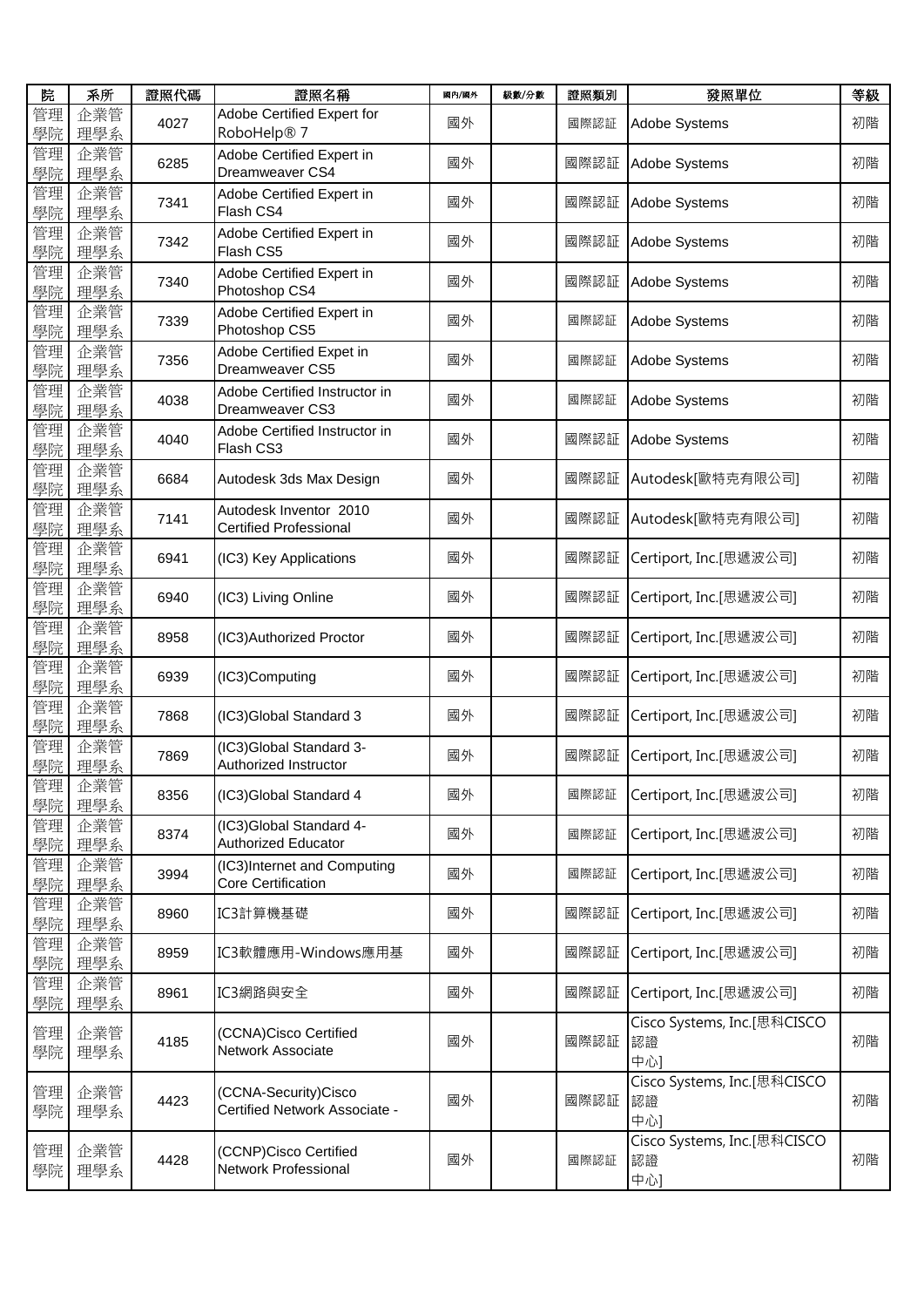| 院 | 系所 | 證照代碼 | 證照名稱 | 國內/國外 | 級數/分數 | 證照類別 | 發照單位 | 等級 |
|---|---|---|---|---|---|---|---|---|
| 管理學院 | 企業管理學系 | 4027 | Adobe Certified Expert for RoboHelp® 7 | 國外 | | 國際認証 | Adobe Systems | 初階 |
| 管理學院 | 企業管理學系 | 6285 | Adobe Certified Expert in Dreamweaver CS4 | 國外 | | 國際認証 | Adobe Systems | 初階 |
| 管理學院 | 企業管理學系 | 7341 | Adobe Certified Expert in Flash CS4 | 國外 | | 國際認証 | Adobe Systems | 初階 |
| 管理學院 | 企業管理學系 | 7342 | Adobe Certified Expert in Flash CS5 | 國外 | | 國際認証 | Adobe Systems | 初階 |
| 管理學院 | 企業管理學系 | 7340 | Adobe Certified Expert in Photoshop CS4 | 國外 | | 國際認証 | Adobe Systems | 初階 |
| 管理學院 | 企業管理學系 | 7339 | Adobe Certified Expert in Photoshop CS5 | 國外 | | 國際認証 | Adobe Systems | 初階 |
| 管理學院 | 企業管理學系 | 7356 | Adobe Certified Expet in Dreamweaver CS5 | 國外 | | 國際認証 | Adobe Systems | 初階 |
| 管理學院 | 企業管理學系 | 4038 | Adobe Certified Instructor in Dreamweaver CS3 | 國外 | | 國際認証 | Adobe Systems | 初階 |
| 管理學院 | 企業管理學系 | 4040 | Adobe Certified Instructor in Flash CS3 | 國外 | | 國際認証 | Adobe Systems | 初階 |
| 管理學院 | 企業管理學系 | 6684 | Autodesk 3ds Max Design | 國外 | | 國際認証 | Autodesk[歐特克有限公司] | 初階 |
| 管理學院 | 企業管理學系 | 7141 | Autodesk Inventor 2010 Certified Professional | 國外 | | 國際認証 | Autodesk[歐特克有限公司] | 初階 |
| 管理學院 | 企業管理學系 | 6941 | (IC3) Key Applications | 國外 | | 國際認証 | Certiport, Inc.[思遞波公司] | 初階 |
| 管理學院 | 企業管理學系 | 6940 | (IC3) Living Online | 國外 | | 國際認証 | Certiport, Inc.[思遞波公司] | 初階 |
| 管理學院 | 企業管理學系 | 8958 | (IC3)Authorized Proctor | 國外 | | 國際認証 | Certiport, Inc.[思遞波公司] | 初階 |
| 管理學院 | 企業管理學系 | 6939 | (IC3)Computing | 國外 | | 國際認証 | Certiport, Inc.[思遞波公司] | 初階 |
| 管理學院 | 企業管理學系 | 7868 | (IC3)Global Standard 3 | 國外 | | 國際認証 | Certiport, Inc.[思遞波公司] | 初階 |
| 管理學院 | 企業管理學系 | 7869 | (IC3)Global Standard 3-Authorized Instructor | 國外 | | 國際認証 | Certiport, Inc.[思遞波公司] | 初階 |
| 管理學院 | 企業管理學系 | 8356 | (IC3)Global Standard 4 | 國外 | | 國際認証 | Certiport, Inc.[思遞波公司] | 初階 |
| 管理學院 | 企業管理學系 | 8374 | (IC3)Global Standard 4-Authorized Educator | 國外 | | 國際認証 | Certiport, Inc.[思遞波公司] | 初階 |
| 管理學院 | 企業管理學系 | 3994 | (IC3)Internet and Computing Core Certification | 國外 | | 國際認証 | Certiport, Inc.[思遞波公司] | 初階 |
| 管理學院 | 企業管理學系 | 8960 | IC3計算機基礎 | 國外 | | 國際認証 | Certiport, Inc.[思遞波公司] | 初階 |
| 管理學院 | 企業管理學系 | 8959 | IC3軟體應用-Windows應用基 | 國外 | | 國際認証 | Certiport, Inc.[思遞波公司] | 初階 |
| 管理學院 | 企業管理學系 | 8961 | IC3網路與安全 | 國外 | | 國際認証 | Certiport, Inc.[思遞波公司] | 初階 |
| 管理學院 | 企業管理學系 | 4185 | (CCNA)Cisco Certified Network Associate | 國外 | | 國際認証 | Cisco Systems, Inc.[思科CISCO認證中心] | 初階 |
| 管理學院 | 企業管理學系 | 4423 | (CCNA-Security)Cisco Certified Network Associate - | 國外 | | 國際認証 | Cisco Systems, Inc.[思科CISCO認證中心] | 初階 |
| 管理學院 | 企業管理學系 | 4428 | (CCNP)Cisco Certified Network Professional | 國外 | | 國際認証 | Cisco Systems, Inc.[思科CISCO認證中心] | 初階 |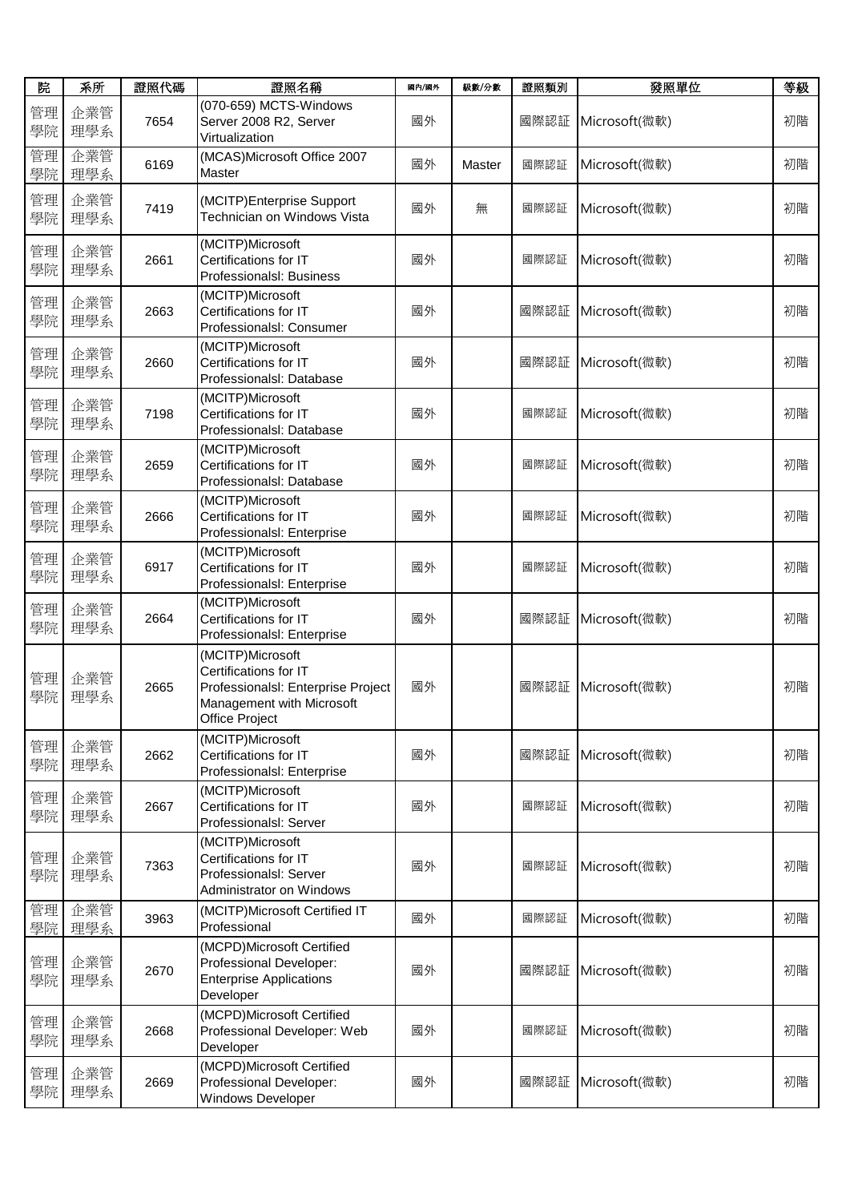| 院 | 系所 | 證照代碼 | 證照名稱 | 國內/國外 | 級數/分數 | 證照類別 | 發照單位 | 等級 |
|---|---|---|---|---|---|---|---|---|
| 管理學院 | 企業管理學系 | 7654 | (070-659) MCTS-Windows Server 2008 R2, Server Virtualization | 國外 | | 國際認証 | Microsoft(微軟) | 初階 |
| 管理學院 | 企業管理學系 | 6169 | (MCAS)Microsoft Office 2007 Master | 國外 | Master | 國際認証 | Microsoft(微軟) | 初階 |
| 管理學院 | 企業管理學系 | 7419 | (MCITP)Enterprise Support Technician on Windows Vista | 國外 | 無 | 國際認証 | Microsoft(微軟) | 初階 |
| 管理學院 | 企業管理學系 | 2661 | (MCITP)Microsoft Certifications for IT Professionalsl: Business | 國外 | | 國際認証 | Microsoft(微軟) | 初階 |
| 管理學院 | 企業管理學系 | 2663 | (MCITP)Microsoft Certifications for IT Professionalsl: Consumer | 國外 | | 國際認証 | Microsoft(微軟) | 初階 |
| 管理學院 | 企業管理學系 | 2660 | (MCITP)Microsoft Certifications for IT Professionalsl: Database | 國外 | | 國際認証 | Microsoft(微軟) | 初階 |
| 管理學院 | 企業管理學系 | 7198 | (MCITP)Microsoft Certifications for IT Professionalsl: Database | 國外 | | 國際認証 | Microsoft(微軟) | 初階 |
| 管理學院 | 企業管理學系 | 2659 | (MCITP)Microsoft Certifications for IT Professionalsl: Database | 國外 | | 國際認証 | Microsoft(微軟) | 初階 |
| 管理學院 | 企業管理學系 | 2666 | (MCITP)Microsoft Certifications for IT Professionalsl: Enterprise | 國外 | | 國際認証 | Microsoft(微軟) | 初階 |
| 管理學院 | 企業管理學系 | 6917 | (MCITP)Microsoft Certifications for IT Professionalsl: Enterprise | 國外 | | 國際認証 | Microsoft(微軟) | 初階 |
| 管理學院 | 企業管理學系 | 2664 | (MCITP)Microsoft Certifications for IT Professionalsl: Enterprise | 國外 | | 國際認証 | Microsoft(微軟) | 初階 |
| 管理學院 | 企業管理學系 | 2665 | (MCITP)Microsoft Certifications for IT Professionalsl: Enterprise Project Management with Microsoft Office Project | 國外 | | 國際認証 | Microsoft(微軟) | 初階 |
| 管理學院 | 企業管理學系 | 2662 | (MCITP)Microsoft Certifications for IT Professionalsl: Enterprise | 國外 | | 國際認証 | Microsoft(微軟) | 初階 |
| 管理學院 | 企業管理學系 | 2667 | (MCITP)Microsoft Certifications for IT Professionalsl: Server | 國外 | | 國際認証 | Microsoft(微軟) | 初階 |
| 管理學院 | 企業管理學系 | 7363 | (MCITP)Microsoft Certifications for IT Professionalsl: Server Administrator on Windows | 國外 | | 國際認証 | Microsoft(微軟) | 初階 |
| 管理學院 | 企業管理學系 | 3963 | (MCITP)Microsoft Certified IT Professional | 國外 | | 國際認証 | Microsoft(微軟) | 初階 |
| 管理學院 | 企業管理學系 | 2670 | (MCPD)Microsoft Certified Professional Developer: Enterprise Applications Developer | 國外 | | 國際認証 | Microsoft(微軟) | 初階 |
| 管理學院 | 企業管理學系 | 2668 | (MCPD)Microsoft Certified Professional Developer: Web Developer | 國外 | | 國際認証 | Microsoft(微軟) | 初階 |
| 管理學院 | 企業管理學系 | 2669 | (MCPD)Microsoft Certified Professional Developer: Windows Developer | 國外 | | 國際認証 | Microsoft(微軟) | 初階 |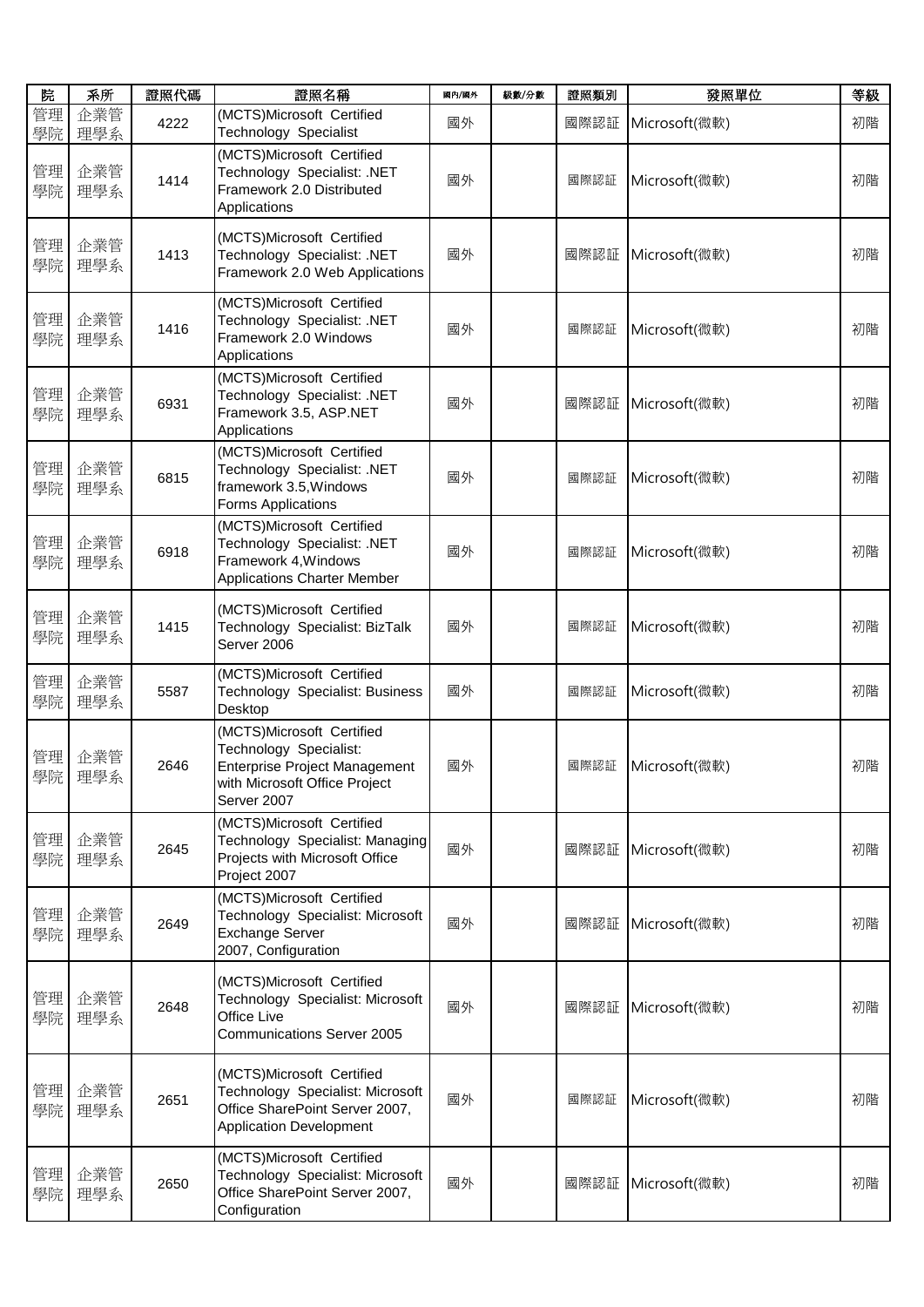| 院 | 系所 | 證照代碼 | 證照名稱 | 國內/國外 | 級數/分數 | 證照類別 | 發照單位 | 等級 |
|---|---|---|---|---|---|---|---|---|
| 管理學院 | 企業管理學系 | 4222 | (MCTS)Microsoft Certified Technology Specialist | 國外 | | 國際認証 | Microsoft(微軟) | 初階 |
| 管理學院 | 企業管理學系 | 1414 | (MCTS)Microsoft Certified Technology Specialist: .NET Framework 2.0 Distributed Applications | 國外 | | 國際認証 | Microsoft(微軟) | 初階 |
| 管理學院 | 企業管理學系 | 1413 | (MCTS)Microsoft Certified Technology Specialist: .NET Framework 2.0 Web Applications | 國外 | | 國際認証 | Microsoft(微軟) | 初階 |
| 管理學院 | 企業管理學系 | 1416 | (MCTS)Microsoft Certified Technology Specialist: .NET Framework 2.0 Windows Applications | 國外 | | 國際認証 | Microsoft(微軟) | 初階 |
| 管理學院 | 企業管理學系 | 6931 | (MCTS)Microsoft Certified Technology Specialist: .NET Framework 3.5, ASP.NET Applications | 國外 | | 國際認証 | Microsoft(微軟) | 初階 |
| 管理學院 | 企業管理學系 | 6815 | (MCTS)Microsoft Certified Technology Specialist: .NET framework 3.5,Windows Forms Applications | 國外 | | 國際認証 | Microsoft(微軟) | 初階 |
| 管理學院 | 企業管理學系 | 6918 | (MCTS)Microsoft Certified Technology Specialist: .NET Framework 4,Windows Applications Charter Member | 國外 | | 國際認証 | Microsoft(微軟) | 初階 |
| 管理學院 | 企業管理學系 | 1415 | (MCTS)Microsoft Certified Technology Specialist: BizTalk Server 2006 | 國外 | | 國際認証 | Microsoft(微軟) | 初階 |
| 管理學院 | 企業管理學系 | 5587 | (MCTS)Microsoft Certified Technology Specialist: Business Desktop | 國外 | | 國際認証 | Microsoft(微軟) | 初階 |
| 管理學院 | 企業管理學系 | 2646 | (MCTS)Microsoft Certified Technology Specialist: Enterprise Project Management with Microsoft Office Project Server 2007 | 國外 | | 國際認証 | Microsoft(微軟) | 初階 |
| 管理學院 | 企業管理學系 | 2645 | (MCTS)Microsoft Certified Technology Specialist: Managing Projects with Microsoft Office Project 2007 | 國外 | | 國際認証 | Microsoft(微軟) | 初階 |
| 管理學院 | 企業管理學系 | 2649 | (MCTS)Microsoft Certified Technology Specialist: Microsoft Exchange Server 2007, Configuration | 國外 | | 國際認証 | Microsoft(微軟) | 初階 |
| 管理學院 | 企業管理學系 | 2648 | (MCTS)Microsoft Certified Technology Specialist: Microsoft Office Live Communications Server 2005 | 國外 | | 國際認証 | Microsoft(微軟) | 初階 |
| 管理學院 | 企業管理學系 | 2651 | (MCTS)Microsoft Certified Technology Specialist: Microsoft Office SharePoint Server 2007, Application Development | 國外 | | 國際認証 | Microsoft(微軟) | 初階 |
| 管理學院 | 企業管理學系 | 2650 | (MCTS)Microsoft Certified Technology Specialist: Microsoft Office SharePoint Server 2007, Configuration | 國外 | | 國際認証 | Microsoft(微軟) | 初階 |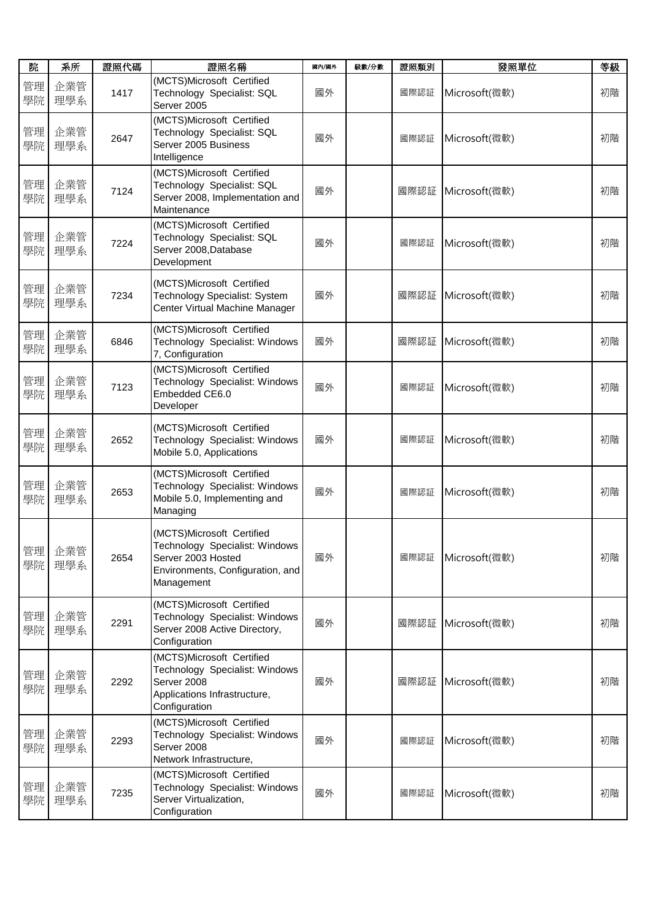| 院 | 系所 | 證照代碼 | 證照名稱 | 國內/國外 | 級數/分數 | 證照類別 | 發照單位 | 等級 |
|---|---|---|---|---|---|---|---|---|
| 管理學院 | 企業管理學系 | 1417 | (MCTS)Microsoft Certified Technology Specialist: SQL Server 2005 | 國外 | | 國際認証 | Microsoft(微軟) | 初階 |
| 管理學院 | 企業管理學系 | 2647 | (MCTS)Microsoft Certified Technology Specialist: SQL Server 2005 Business Intelligence | 國外 | | 國際認証 | Microsoft(微軟) | 初階 |
| 管理學院 | 企業管理學系 | 7124 | (MCTS)Microsoft Certified Technology Specialist: SQL Server 2008, Implementation and Maintenance | 國外 | | 國際認証 | Microsoft(微軟) | 初階 |
| 管理學院 | 企業管理學系 | 7224 | (MCTS)Microsoft Certified Technology Specialist: SQL Server 2008,Database Development | 國外 | | 國際認証 | Microsoft(微軟) | 初階 |
| 管理學院 | 企業管理學系 | 7234 | (MCTS)Microsoft Certified Technology Specialist: System Center Virtual Machine Manager | 國外 | | 國際認証 | Microsoft(微軟) | 初階 |
| 管理學院 | 企業管理學系 | 6846 | (MCTS)Microsoft Certified Technology Specialist: Windows 7, Configuration | 國外 | | 國際認証 | Microsoft(微軟) | 初階 |
| 管理學院 | 企業管理學系 | 7123 | (MCTS)Microsoft Certified Technology Specialist: Windows Embedded CE6.0 Developer | 國外 | | 國際認証 | Microsoft(微軟) | 初階 |
| 管理學院 | 企業管理學系 | 2652 | (MCTS)Microsoft Certified Technology Specialist: Windows Mobile 5.0, Applications | 國外 | | 國際認証 | Microsoft(微軟) | 初階 |
| 管理學院 | 企業管理學系 | 2653 | (MCTS)Microsoft Certified Technology Specialist: Windows Mobile 5.0, Implementing and Managing | 國外 | | 國際認証 | Microsoft(微軟) | 初階 |
| 管理學院 | 企業管理學系 | 2654 | (MCTS)Microsoft Certified Technology Specialist: Windows Server 2003 Hosted Environments, Configuration, and Management | 國外 | | 國際認証 | Microsoft(微軟) | 初階 |
| 管理學院 | 企業管理學系 | 2291 | (MCTS)Microsoft Certified Technology Specialist: Windows Server 2008 Active Directory, Configuration | 國外 | | 國際認証 | Microsoft(微軟) | 初階 |
| 管理學院 | 企業管理學系 | 2292 | (MCTS)Microsoft Certified Technology Specialist: Windows Server 2008 Applications Infrastructure, Configuration | 國外 | | 國際認証 | Microsoft(微軟) | 初階 |
| 管理學院 | 企業管理學系 | 2293 | (MCTS)Microsoft Certified Technology Specialist: Windows Server 2008 Network Infrastructure, | 國外 | | 國際認証 | Microsoft(微軟) | 初階 |
| 管理學院 | 企業管理學系 | 7235 | (MCTS)Microsoft Certified Technology Specialist: Windows Server Virtualization, Configuration | 國外 | | 國際認証 | Microsoft(微軟) | 初階 |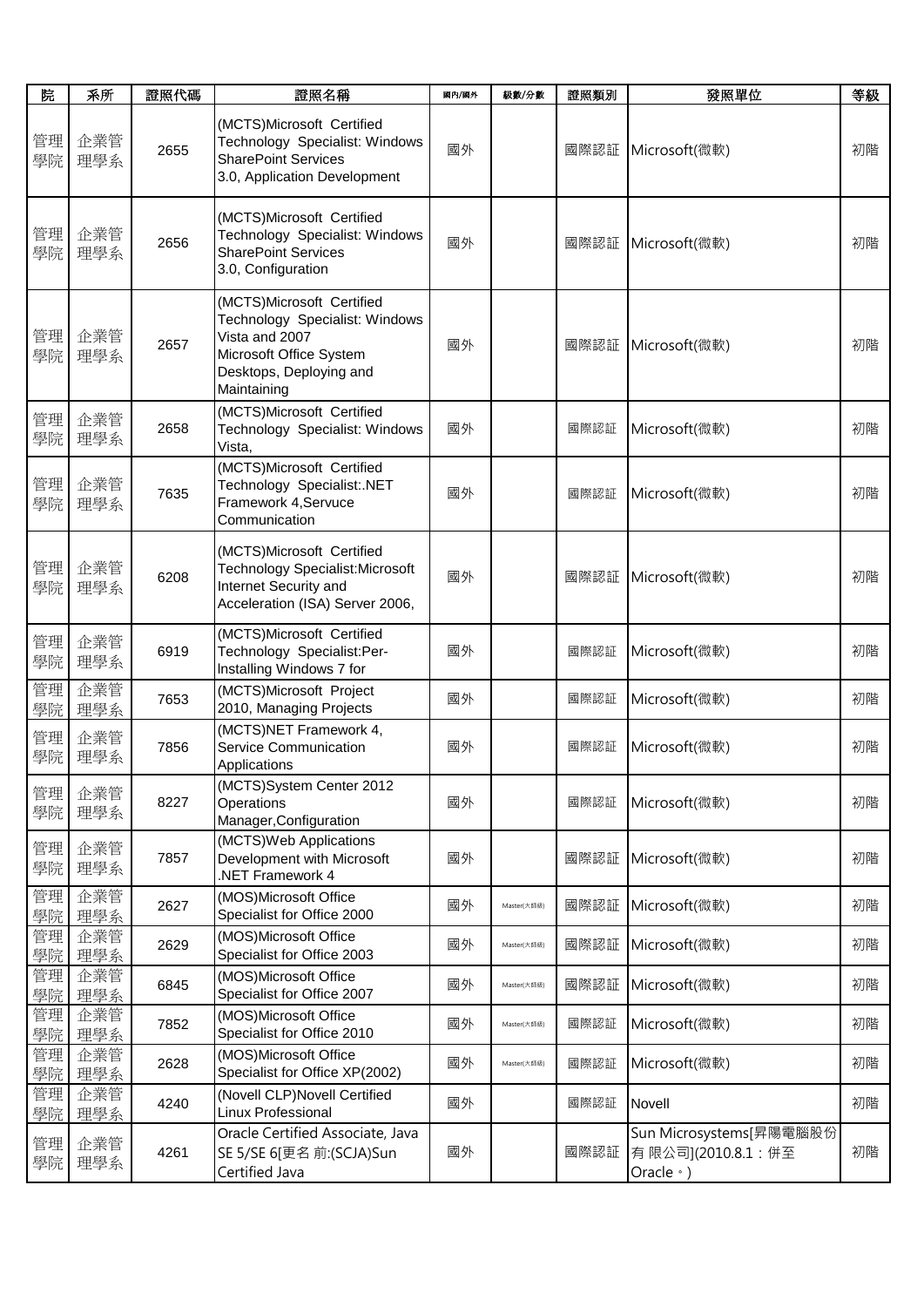| 院 | 系所 | 證照代碼 | 證照名稱 | 國內/國外 | 級數/分數 | 證照類別 | 發照單位 | 等級 |
|---|---|---|---|---|---|---|---|---|
| 管理學院 | 企業管理學系 | 2655 | (MCTS)Microsoft Certified Technology Specialist: Windows SharePoint Services 3.0, Application Development | 國外 | | 國際認証 | Microsoft(微軟) | 初階 |
| 管理學院 | 企業管理學系 | 2656 | (MCTS)Microsoft Certified Technology Specialist: Windows SharePoint Services 3.0, Configuration | 國外 | | 國際認証 | Microsoft(微軟) | 初階 |
| 管理學院 | 企業管理學系 | 2657 | (MCTS)Microsoft Certified Technology Specialist: Windows Vista and 2007 Microsoft Office System Desktops, Deploying and Maintaining | 國外 | | 國際認証 | Microsoft(微軟) | 初階 |
| 管理學院 | 企業管理學系 | 2658 | (MCTS)Microsoft Certified Technology Specialist: Windows Vista, | 國外 | | 國際認証 | Microsoft(微軟) | 初階 |
| 管理學院 | 企業管理學系 | 7635 | (MCTS)Microsoft Certified Technology Specialist:.NET Framework 4,Servuce Communication | 國外 | | 國際認証 | Microsoft(微軟) | 初階 |
| 管理學院 | 企業管理學系 | 6208 | (MCTS)Microsoft Certified Technology Specialist:Microsoft Internet Security and Acceleration (ISA) Server 2006, | 國外 | | 國際認証 | Microsoft(微軟) | 初階 |
| 管理學院 | 企業管理學系 | 6919 | (MCTS)Microsoft Certified Technology Specialist:Per-Installing Windows 7 for | 國外 | | 國際認証 | Microsoft(微軟) | 初階 |
| 管理學院 | 企業管理學系 | 7653 | (MCTS)Microsoft Project 2010, Managing Projects | 國外 | | 國際認証 | Microsoft(微軟) | 初階 |
| 管理學院 | 企業管理學系 | 7856 | (MCTS)NET Framework 4, Service Communication Applications | 國外 | | 國際認証 | Microsoft(微軟) | 初階 |
| 管理學院 | 企業管理學系 | 8227 | (MCTS)System Center 2012 Operations Manager,Configuration | 國外 | | 國際認証 | Microsoft(微軟) | 初階 |
| 管理學院 | 企業管理學系 | 7857 | (MCTS)Web Applications Development with Microsoft .NET Framework 4 | 國外 | | 國際認証 | Microsoft(微軟) | 初階 |
| 管理學院 | 企業管理學系 | 2627 | (MOS)Microsoft Office Specialist for Office 2000 | 國外 | Master(大師級) | 國際認証 | Microsoft(微軟) | 初階 |
| 管理學院 | 企業管理學系 | 2629 | (MOS)Microsoft Office Specialist for Office 2003 | 國外 | Master(大師級) | 國際認証 | Microsoft(微軟) | 初階 |
| 管理學院 | 企業管理學系 | 6845 | (MOS)Microsoft Office Specialist for Office 2007 | 國外 | Master(大師級) | 國際認証 | Microsoft(微軟) | 初階 |
| 管理學院 | 企業管理學系 | 7852 | (MOS)Microsoft Office Specialist for Office 2010 | 國外 | Master(大師級) | 國際認証 | Microsoft(微軟) | 初階 |
| 管理學院 | 企業管理學系 | 2628 | (MOS)Microsoft Office Specialist for Office XP(2002) | 國外 | Master(大師級) | 國際認証 | Microsoft(微軟) | 初階 |
| 管理學院 | 企業管理學系 | 4240 | (Novell CLP)Novell Certified Linux Professional | 國外 | | 國際認証 | Novell | 初階 |
| 管理學院 | 企業管理學系 | 4261 | Oracle Certified Associate, Java SE 5/SE 6[更名 前:(SCJA)Sun Certified Java | 國外 | | 國際認証 | Sun Microsystems[昇陽電腦股份有 限公司](2010.8.1：併至Oracle。) | 初階 |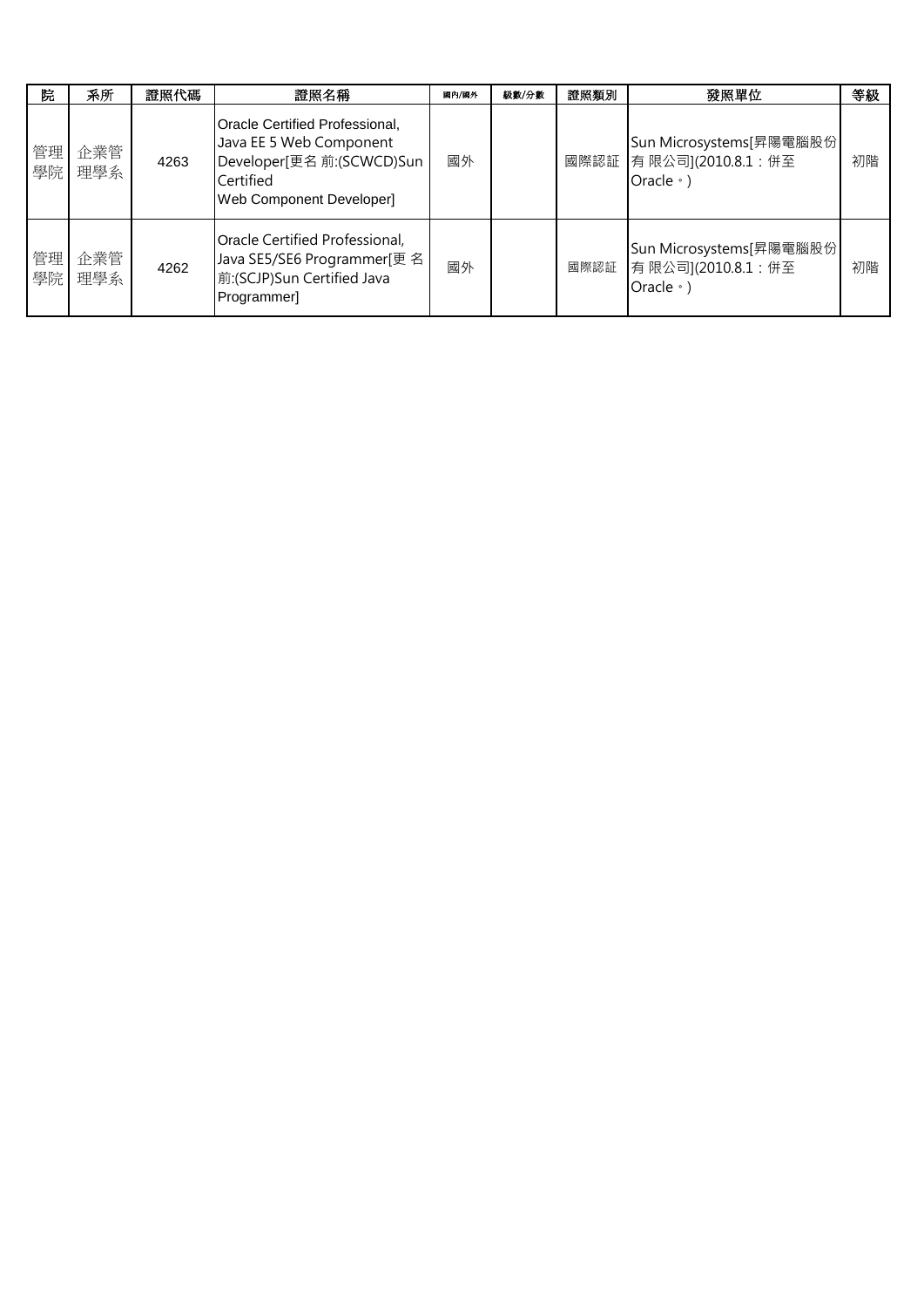| 院 | 系所 | 證照代碼 | 證照名稱 | 國內/國外 | 級數/分數 | 證照類別 | 發照單位 | 等級 |
|---|---|---|---|---|---|---|---|---|
| 管理學院 | 企業管理學系 | 4263 | Oracle Certified Professional, Java EE 5 Web Component Developer[更名 前:(SCWCD)Sun Certified Web Component Developer] | 國外 | | 國際認証 | Sun Microsystems[昇陽電腦股份有 限公司](2010.8.1：併至 Oracle。) | 初階 |
| 管理學院 | 企業管理學系 | 4262 | Oracle Certified Professional, Java SE5/SE6 Programmer[更 名前:(SCJP)Sun Certified Java Programmer] | 國外 | | 國際認証 | Sun Microsystems[昇陽電腦股份有 限公司](2010.8.1：併至 Oracle。) | 初階 |